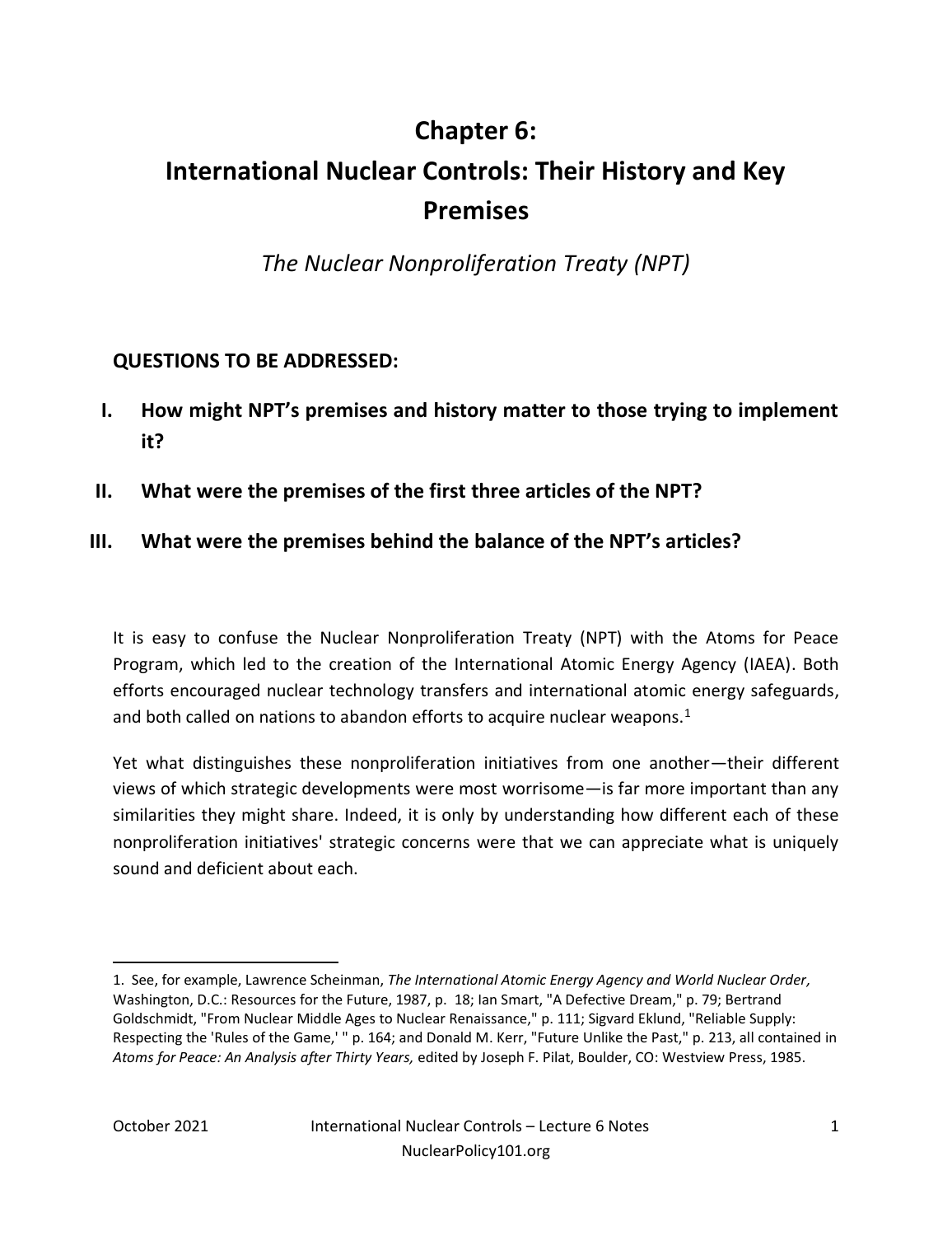# Chapter 6:
# International Nuclear Controls: Their History and Key Premises

*The Nuclear Nonproliferation Treaty (NPT)*

**QUESTIONS TO BE ADDRESSED:**

I. **How might NPT's premises and history matter to those trying to implement it?**

II. **What were the premises of the first three articles of the NPT?**

III. **What were the premises behind the balance of the NPT's articles?**

It is easy to confuse the Nuclear Nonproliferation Treaty (NPT) with the Atoms for Peace Program, which led to the creation of the International Atomic Energy Agency (IAEA). Both efforts encouraged nuclear technology transfers and international atomic energy safeguards, and both called on nations to abandon efforts to acquire nuclear weapons.[1]

Yet what distinguishes these nonproliferation initiatives from one another—their different views of which strategic developments were most worrisome—is far more important than any similarities they might share. Indeed, it is only by understanding how different each of these nonproliferation initiatives' strategic concerns were that we can appreciate what is uniquely sound and deficient about each.

---

1. See, for example, Lawrence Scheinman, *The International Atomic Energy Agency and World Nuclear Order,* Washington, D.C.: Resources for the Future, 1987, p. 18; Ian Smart, "A Defective Dream," p. 79; Bertrand Goldschmidt, "From Nuclear Middle Ages to Nuclear Renaissance," p. 111; Sigvard Eklund, "Reliable Supply: Respecting the 'Rules of the Game,' " p. 164; and Donald M. Kerr, "Future Unlike the Past," p. 213, all contained in *Atoms for Peace: An Analysis after Thirty Years,* edited by Joseph F. Pilat, Boulder, CO: Westview Press, 1985.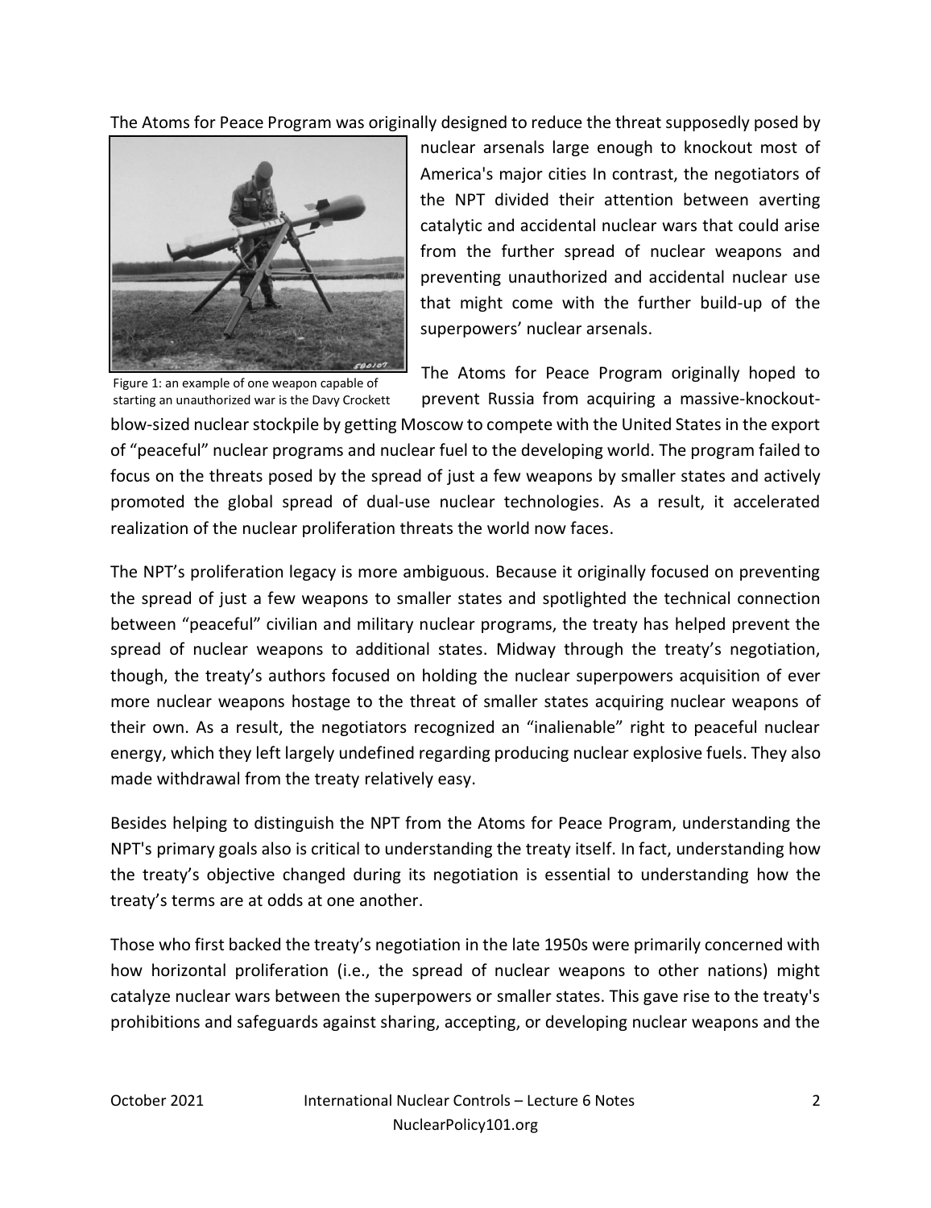The Atoms for Peace Program was originally designed to reduce the threat supposedly posed by nuclear arsenals large enough to knockout most of America's major cities In contrast, the negotiators of the NPT divided their attention between averting catalytic and accidental nuclear wars that could arise from the further spread of nuclear weapons and preventing unauthorized and accidental nuclear use that might come with the further build-up of the superpowers' nuclear arsenals.

Figure 1: an example of one weapon capable of starting an unauthorized war is the Davy Crockett

The Atoms for Peace Program originally hoped to prevent Russia from acquiring a massive-knockout-blow-sized nuclear stockpile by getting Moscow to compete with the United States in the export of "peaceful" nuclear programs and nuclear fuel to the developing world. The program failed to focus on the threats posed by the spread of just a few weapons by smaller states and actively promoted the global spread of dual-use nuclear technologies. As a result, it accelerated realization of the nuclear proliferation threats the world now faces.

The NPT's proliferation legacy is more ambiguous. Because it originally focused on preventing the spread of just a few weapons to smaller states and spotlighted the technical connection between "peaceful" civilian and military nuclear programs, the treaty has helped prevent the spread of nuclear weapons to additional states. Midway through the treaty's negotiation, though, the treaty's authors focused on holding the nuclear superpowers acquisition of ever more nuclear weapons hostage to the threat of smaller states acquiring nuclear weapons of their own. As a result, the negotiators recognized an "inalienable" right to peaceful nuclear energy, which they left largely undefined regarding producing nuclear explosive fuels. They also made withdrawal from the treaty relatively easy.

Besides helping to distinguish the NPT from the Atoms for Peace Program, understanding the NPT's primary goals also is critical to understanding the treaty itself. In fact, understanding how the treaty's objective changed during its negotiation is essential to understanding how the treaty's terms are at odds at one another.

Those who first backed the treaty's negotiation in the late 1950s were primarily concerned with how horizontal proliferation (i.e., the spread of nuclear weapons to other nations) might catalyze nuclear wars between the superpowers or smaller states. This gave rise to the treaty's prohibitions and safeguards against sharing, accepting, or developing nuclear weapons and the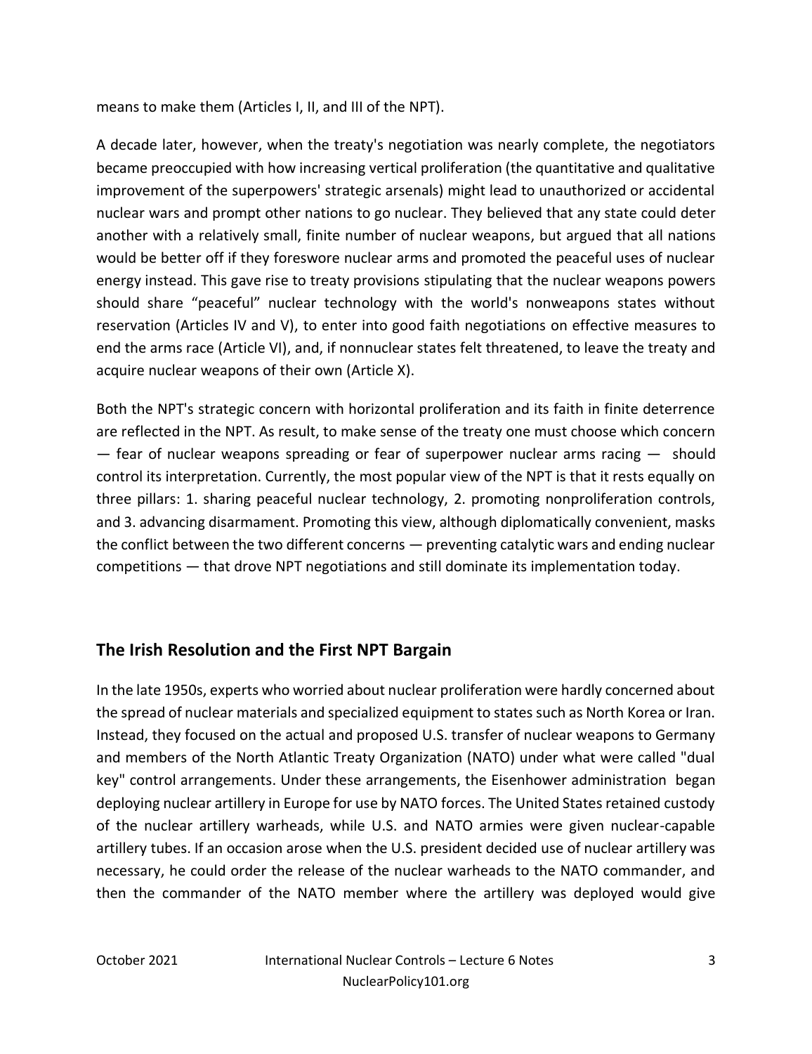means to make them (Articles I, II, and III of the NPT).

A decade later, however, when the treaty's negotiation was nearly complete, the negotiators became preoccupied with how increasing vertical proliferation (the quantitative and qualitative improvement of the superpowers' strategic arsenals) might lead to unauthorized or accidental nuclear wars and prompt other nations to go nuclear. They believed that any state could deter another with a relatively small, finite number of nuclear weapons, but argued that all nations would be better off if they foreswore nuclear arms and promoted the peaceful uses of nuclear energy instead. This gave rise to treaty provisions stipulating that the nuclear weapons powers should share "peaceful" nuclear technology with the world's nonweapons states without reservation (Articles IV and V), to enter into good faith negotiations on effective measures to end the arms race (Article VI), and, if nonnuclear states felt threatened, to leave the treaty and acquire nuclear weapons of their own (Article X).

Both the NPT's strategic concern with horizontal proliferation and its faith in finite deterrence are reflected in the NPT. As result, to make sense of the treaty one must choose which concern — fear of nuclear weapons spreading or fear of superpower nuclear arms racing — should control its interpretation. Currently, the most popular view of the NPT is that it rests equally on three pillars: 1. sharing peaceful nuclear technology, 2. promoting nonproliferation controls, and 3. advancing disarmament. Promoting this view, although diplomatically convenient, masks the conflict between the two different concerns — preventing catalytic wars and ending nuclear competitions — that drove NPT negotiations and still dominate its implementation today.

## The Irish Resolution and the First NPT Bargain

In the late 1950s, experts who worried about nuclear proliferation were hardly concerned about the spread of nuclear materials and specialized equipment to states such as North Korea or Iran. Instead, they focused on the actual and proposed U.S. transfer of nuclear weapons to Germany and members of the North Atlantic Treaty Organization (NATO) under what were called "dual key" control arrangements. Under these arrangements, the Eisenhower administration began deploying nuclear artillery in Europe for use by NATO forces. The United States retained custody of the nuclear artillery warheads, while U.S. and NATO armies were given nuclear-capable artillery tubes. If an occasion arose when the U.S. president decided use of nuclear artillery was necessary, he could order the release of the nuclear warheads to the NATO commander, and then the commander of the NATO member where the artillery was deployed would give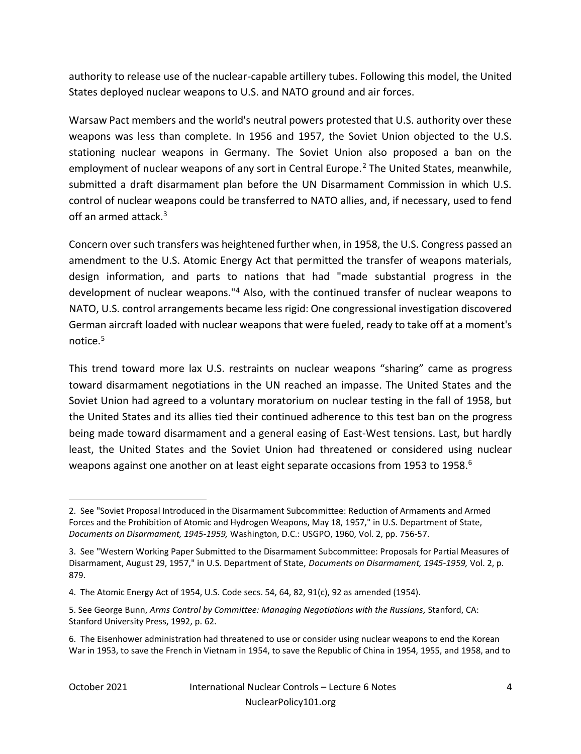authority to release use of the nuclear-capable artillery tubes. Following this model, the United States deployed nuclear weapons to U.S. and NATO ground and air forces.

Warsaw Pact members and the world's neutral powers protested that U.S. authority over these weapons was less than complete. In 1956 and 1957, the Soviet Union objected to the U.S. stationing nuclear weapons in Germany. The Soviet Union also proposed a ban on the employment of nuclear weapons of any sort in Central Europe.[2] The United States, meanwhile, submitted a draft disarmament plan before the UN Disarmament Commission in which U.S. control of nuclear weapons could be transferred to NATO allies, and, if necessary, used to fend off an armed attack.[3]

Concern over such transfers was heightened further when, in 1958, the U.S. Congress passed an amendment to the U.S. Atomic Energy Act that permitted the transfer of weapons materials, design information, and parts to nations that had "made substantial progress in the development of nuclear weapons."[4] Also, with the continued transfer of nuclear weapons to NATO, U.S. control arrangements became less rigid: One congressional investigation discovered German aircraft loaded with nuclear weapons that were fueled, ready to take off at a moment's notice.[5]

This trend toward more lax U.S. restraints on nuclear weapons "sharing" came as progress toward disarmament negotiations in the UN reached an impasse. The United States and the Soviet Union had agreed to a voluntary moratorium on nuclear testing in the fall of 1958, but the United States and its allies tied their continued adherence to this test ban on the progress being made toward disarmament and a general easing of East-West tensions. Last, but hardly least, the United States and the Soviet Union had threatened or considered using nuclear weapons against one another on at least eight separate occasions from 1953 to 1958.[6]

---

2. See "Soviet Proposal Introduced in the Disarmament Subcommittee: Reduction of Armaments and Armed Forces and the Prohibition of Atomic and Hydrogen Weapons, May 18, 1957," in U.S. Department of State, *Documents on Disarmament, 1945-1959,* Washington, D.C.: USGPO, 1960, Vol. 2, pp. 756-57.

3. See "Western Working Paper Submitted to the Disarmament Subcommittee: Proposals for Partial Measures of Disarmament, August 29, 1957," in U.S. Department of State, *Documents on Disarmament, 1945-1959,* Vol. 2, p. 879.

4. The Atomic Energy Act of 1954, U.S. Code secs. 54, 64, 82, 91(c), 92 as amended (1954).

5. See George Bunn, *Arms Control by Committee: Managing Negotiations with the Russians,* Stanford, CA: Stanford University Press, 1992, p. 62.

6. The Eisenhower administration had threatened to use or consider using nuclear weapons to end the Korean War in 1953, to save the French in Vietnam in 1954, to save the Republic of China in 1954, 1955, and 1958, and to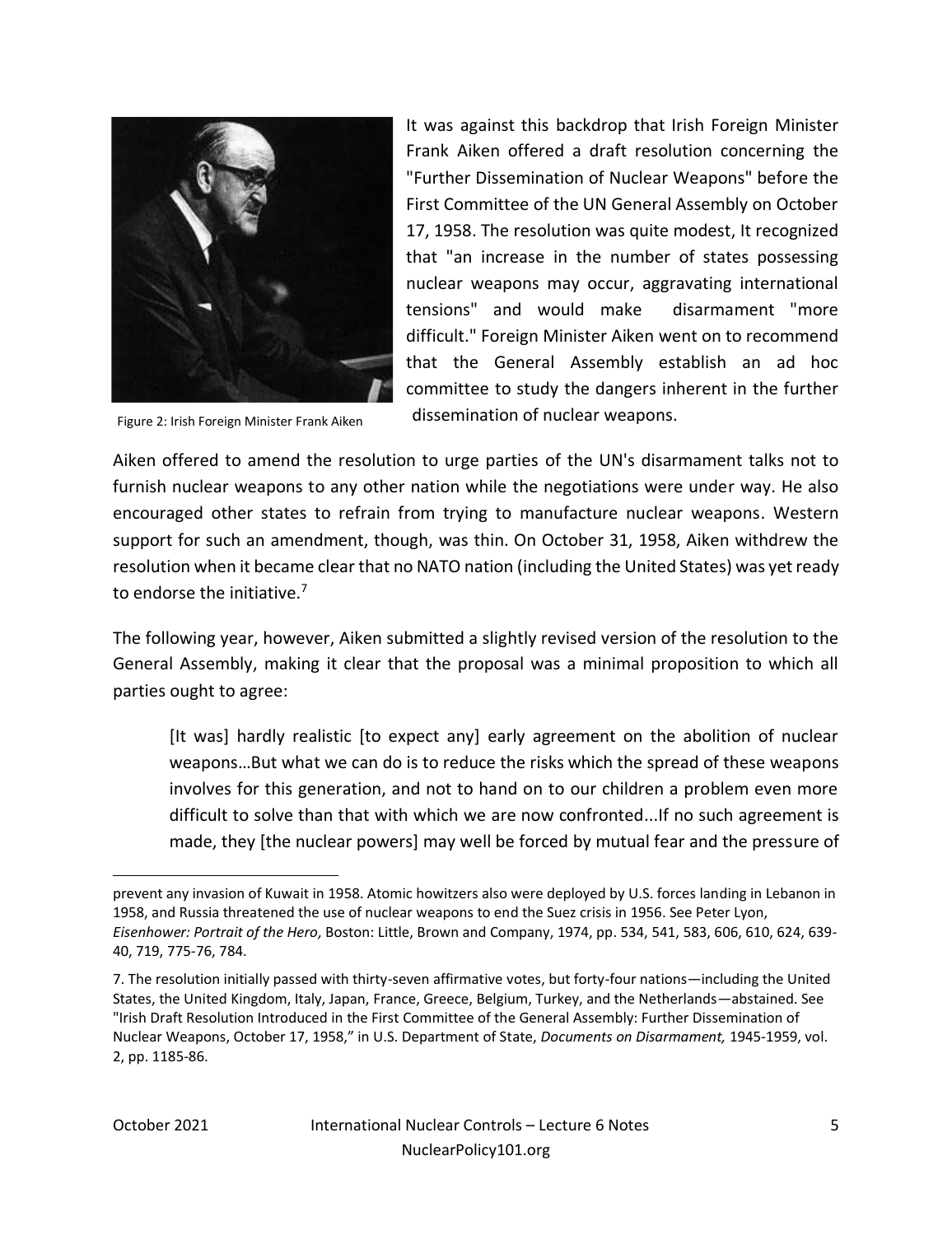It was against this backdrop that Irish Foreign Minister Frank Aiken offered a draft resolution concerning the "Further Dissemination of Nuclear Weapons" before the First Committee of the UN General Assembly on October 17, 1958. The resolution was quite modest, It recognized that "an increase in the number of states possessing nuclear weapons may occur, aggravating international tensions" and would make disarmament "more difficult." Foreign Minister Aiken went on to recommend that the General Assembly establish an ad hoc committee to study the dangers inherent in the further dissemination of nuclear weapons.

Figure 2: Irish Foreign Minister Frank Aiken

Aiken offered to amend the resolution to urge parties of the UN's disarmament talks not to furnish nuclear weapons to any other nation while the negotiations were under way. He also encouraged other states to refrain from trying to manufacture nuclear weapons. Western support for such an amendment, though, was thin. On October 31, 1958, Aiken withdrew the resolution when it became clear that no NATO nation (including the United States) was yet ready to endorse the initiative.[7]

The following year, however, Aiken submitted a slightly revised version of the resolution to the General Assembly, making it clear that the proposal was a minimal proposition to which all parties ought to agree:

> [It was] hardly realistic [to expect any] early agreement on the abolition of nuclear weapons…But what we can do is to reduce the risks which the spread of these weapons involves for this generation, and not to hand on to our children a problem even more difficult to solve than that with which we are now confronted...If no such agreement is made, they [the nuclear powers] may well be forced by mutual fear and the pressure of

---

prevent any invasion of Kuwait in 1958. Atomic howitzers also were deployed by U.S. forces landing in Lebanon in 1958, and Russia threatened the use of nuclear weapons to end the Suez crisis in 1956. See Peter Lyon, *Eisenhower: Portrait of the Hero,* Boston: Little, Brown and Company, 1974, pp. 534, 541, 583, 606, 610, 624, 639-40, 719, 775-76, 784.

7. The resolution initially passed with thirty-seven affirmative votes, but forty-four nations—including the United States, the United Kingdom, Italy, Japan, France, Greece, Belgium, Turkey, and the Netherlands—abstained. See "Irish Draft Resolution Introduced in the First Committee of the General Assembly: Further Dissemination of Nuclear Weapons, October 17, 1958," in U.S. Department of State, *Documents on Disarmament,* 1945-1959, vol. 2, pp. 1185-86.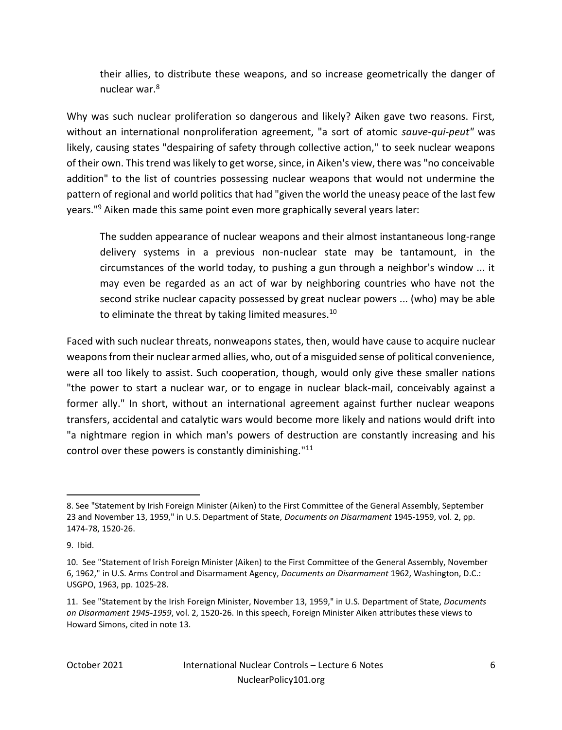> their allies, to distribute these weapons, and so increase geometrically the danger of nuclear war.[8]

Why was such nuclear proliferation so dangerous and likely? Aiken gave two reasons. First, without an international nonproliferation agreement, "a sort of atomic *sauve-qui-peut"* was likely, causing states "despairing of safety through collective action," to seek nuclear weapons of their own. This trend was likely to get worse, since, in Aiken's view, there was "no conceivable addition" to the list of countries possessing nuclear weapons that would not undermine the pattern of regional and world politics that had "given the world the uneasy peace of the last few years."[9] Aiken made this same point even more graphically several years later:

> The sudden appearance of nuclear weapons and their almost instantaneous long-range delivery systems in a previous non-nuclear state may be tantamount, in the circumstances of the world today, to pushing a gun through a neighbor's window ... it may even be regarded as an act of war by neighboring countries who have not the second strike nuclear capacity possessed by great nuclear powers ... (who) may be able to eliminate the threat by taking limited measures.[10]

Faced with such nuclear threats, nonweapons states, then, would have cause to acquire nuclear weapons from their nuclear armed allies, who, out of a misguided sense of political convenience, were all too likely to assist. Such cooperation, though, would only give these smaller nations "the power to start a nuclear war, or to engage in nuclear black-mail, conceivably against a former ally." In short, without an international agreement against further nuclear weapons transfers, accidental and catalytic wars would become more likely and nations would drift into "a nightmare region in which man's powers of destruction are constantly increasing and his control over these powers is constantly diminishing."[11]

---

8. See "Statement by Irish Foreign Minister (Aiken) to the First Committee of the General Assembly, September 23 and November 13, 1959," in U.S. Department of State, *Documents on Disarmament* 1945-1959, vol. 2, pp. 1474-78, 1520-26.

9. Ibid.

10. See "Statement of Irish Foreign Minister (Aiken) to the First Committee of the General Assembly, November 6, 1962," in U.S. Arms Control and Disarmament Agency, *Documents on Disarmament* 1962, Washington, D.C.: USGPO, 1963, pp. 1025-28.

11. See "Statement by the Irish Foreign Minister, November 13, 1959," in U.S. Department of State, *Documents on Disarmament 1945-1959*, vol. 2, 1520-26. In this speech, Foreign Minister Aiken attributes these views to Howard Simons, cited in note 13.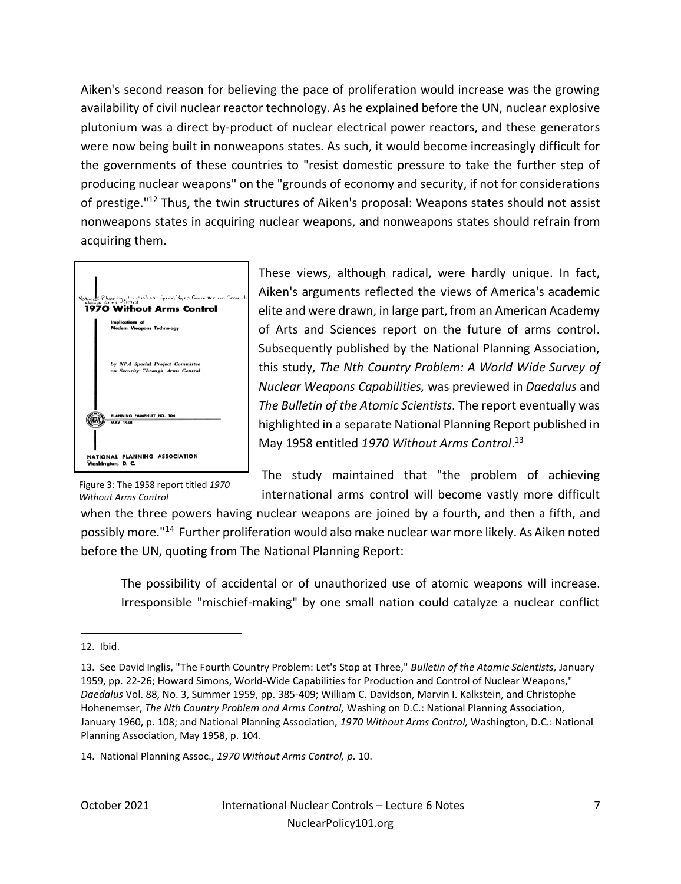Aiken's second reason for believing the pace of proliferation would increase was the growing availability of civil nuclear reactor technology. As he explained before the UN, nuclear explosive plutonium was a direct by-product of nuclear electrical power reactors, and these generators were now being built in nonweapons states. As such, it would become increasingly difficult for the governments of these countries to "resist domestic pressure to take the further step of producing nuclear weapons" on the "grounds of economy and security, if not for considerations of prestige."[12] Thus, the twin structures of Aiken's proposal: Weapons states should not assist nonweapons states in acquiring nuclear weapons, and nonweapons states should refrain from acquiring them.

Figure 3: The 1958 report titled *1970 Without Arms Control*

These views, although radical, were hardly unique. In fact, Aiken's arguments reflected the views of America's academic elite and were drawn, in large part, from an American Academy of Arts and Sciences report on the future of arms control. Subsequently published by the National Planning Association, this study, *The Nth Country Problem: A World Wide Survey of Nuclear Weapons Capabilities,* was previewed in *Daedalus* and *The Bulletin of the Atomic Scientists.* The report eventually was highlighted in a separate National Planning Report published in May 1958 entitled *1970 Without Arms Control*.[13]

The study maintained that "the problem of achieving international arms control will become vastly more difficult when the three powers having nuclear weapons are joined by a fourth, and then a fifth, and possibly more."[14] Further proliferation would also make nuclear war more likely. As Aiken noted before the UN, quoting from The National Planning Report:

> The possibility of accidental or of unauthorized use of atomic weapons will increase. Irresponsible "mischief-making" by one small nation could catalyze a nuclear conflict

---

12. Ibid.

13. See David Inglis, "The Fourth Country Problem: Let's Stop at Three," *Bulletin of the Atomic Scientists,* January 1959, pp. 22-26; Howard Simons, World-Wide Capabilities for Production and Control of Nuclear Weapons," *Daedalus* Vol. 88, No. 3, Summer 1959, pp. 385-409; William C. Davidson, Marvin I. Kalkstein, and Christophe Hohenemser, *The Nth Country Problem and Arms Control,* Washing on D.C.: National Planning Association, January 1960, p. 108; and National Planning Association, *1970 Without Arms Control,* Washington, D.C.: National Planning Association, May 1958, p. 104.

14. National Planning Assoc., *1970 Without Arms Control, p.* 10.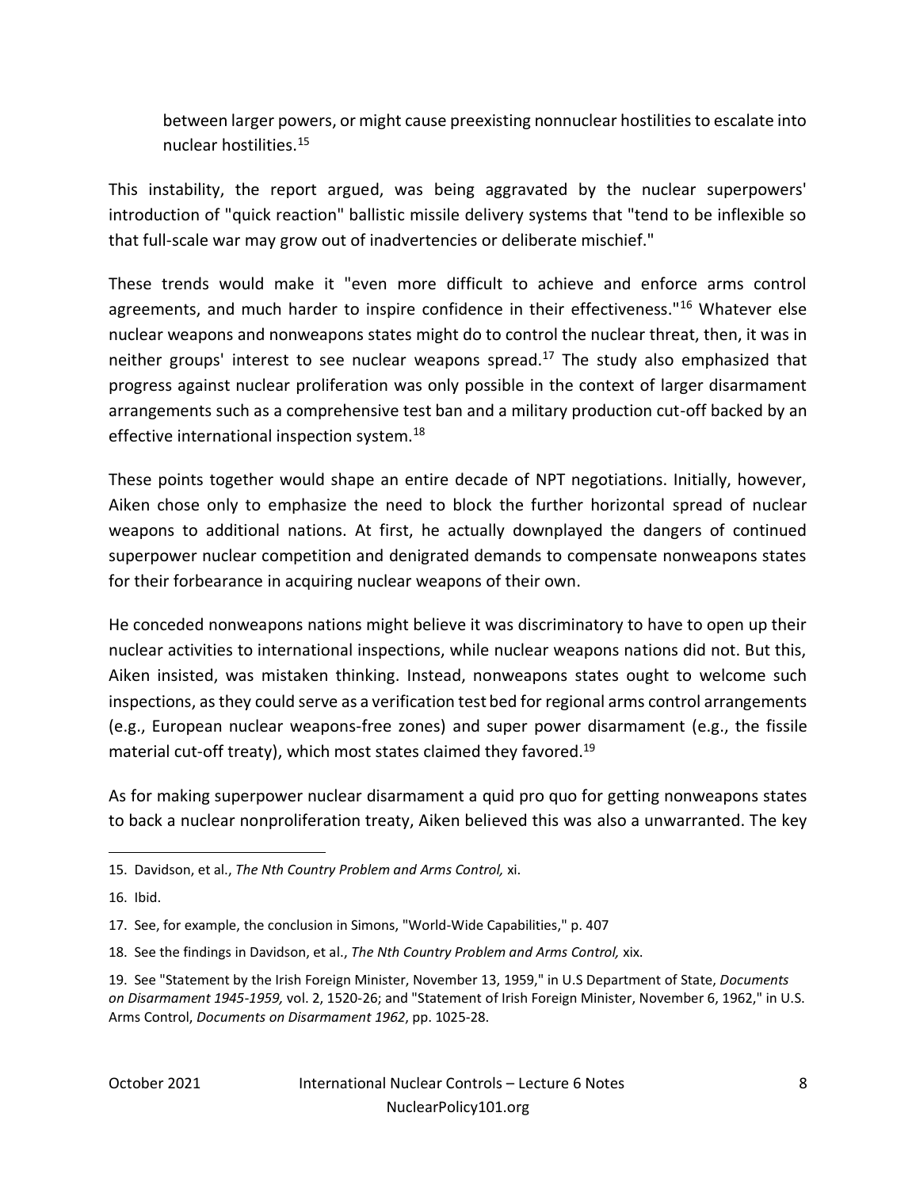between larger powers, or might cause preexisting nonnuclear hostilities to escalate into nuclear hostilities.[15]

This instability, the report argued, was being aggravated by the nuclear superpowers' introduction of "quick reaction" ballistic missile delivery systems that "tend to be inflexible so that full-scale war may grow out of inadvertencies or deliberate mischief."

These trends would make it "even more difficult to achieve and enforce arms control agreements, and much harder to inspire confidence in their effectiveness."[16] Whatever else nuclear weapons and nonweapons states might do to control the nuclear threat, then, it was in neither groups' interest to see nuclear weapons spread.[17] The study also emphasized that progress against nuclear proliferation was only possible in the context of larger disarmament arrangements such as a comprehensive test ban and a military production cut-off backed by an effective international inspection system.[18]

These points together would shape an entire decade of NPT negotiations. Initially, however, Aiken chose only to emphasize the need to block the further horizontal spread of nuclear weapons to additional nations. At first, he actually downplayed the dangers of continued superpower nuclear competition and denigrated demands to compensate nonweapons states for their forbearance in acquiring nuclear weapons of their own.

He conceded nonweapons nations might believe it was discriminatory to have to open up their nuclear activities to international inspections, while nuclear weapons nations did not. But this, Aiken insisted, was mistaken thinking. Instead, nonweapons states ought to welcome such inspections, as they could serve as a verification test bed for regional arms control arrangements (e.g., European nuclear weapons-free zones) and super power disarmament (e.g., the fissile material cut-off treaty), which most states claimed they favored.[19]

As for making superpower nuclear disarmament a quid pro quo for getting nonweapons states to back a nuclear nonproliferation treaty, Aiken believed this was also a unwarranted. The key

---

15. Davidson, et al., *The Nth Country Problem and Arms Control,* xi.

16. Ibid.

17. See, for example, the conclusion in Simons, "World-Wide Capabilities," p. 407

18. See the findings in Davidson, et al., *The Nth Country Problem and Arms Control,* xix.

19. See "Statement by the Irish Foreign Minister, November 13, 1959," in U.S Department of State, *Documents on Disarmament 1945-1959,* vol. 2, 1520-26; and "Statement of Irish Foreign Minister, November 6, 1962," in U.S. Arms Control, *Documents on Disarmament 1962*, pp. 1025-28.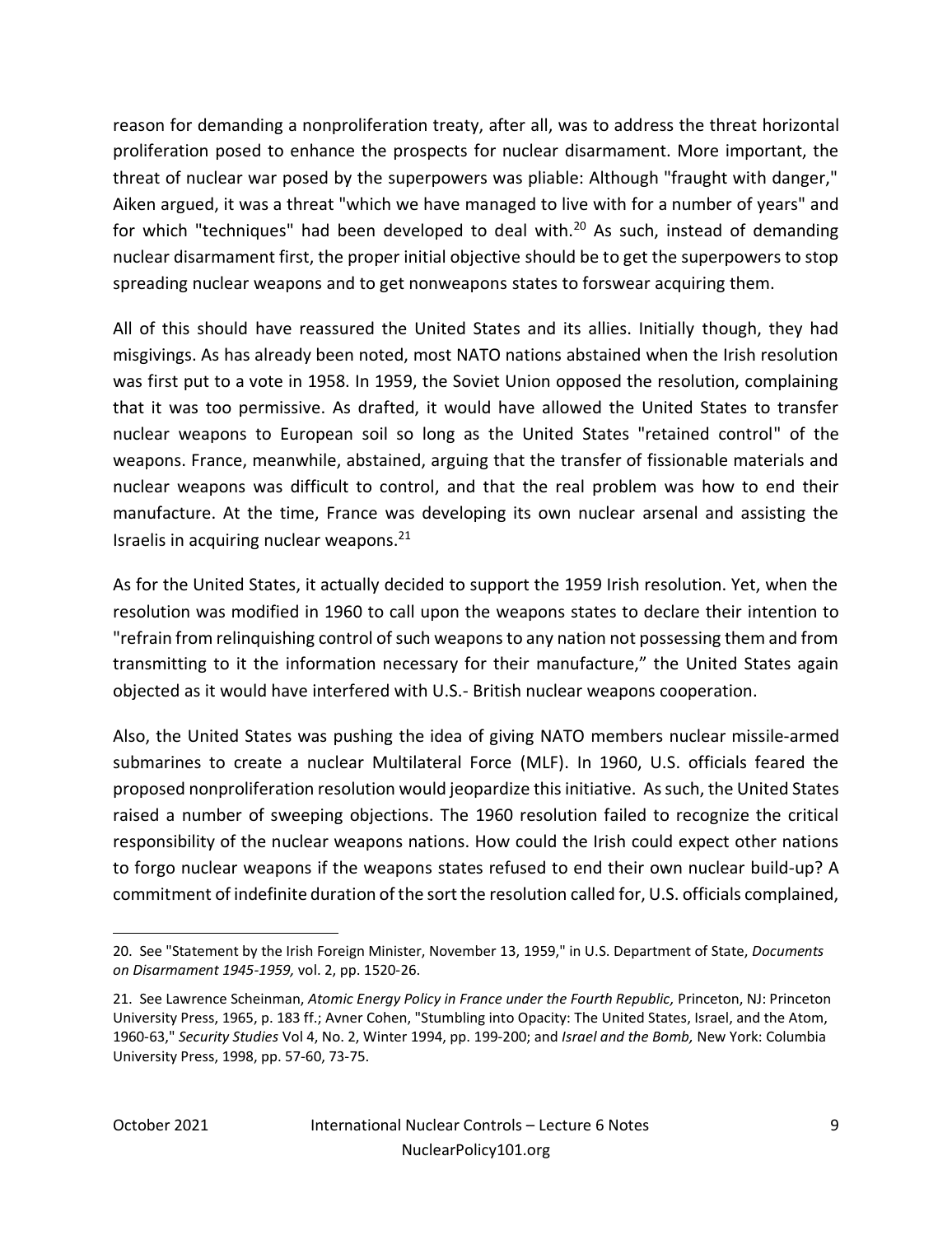reason for demanding a nonproliferation treaty, after all, was to address the threat horizontal proliferation posed to enhance the prospects for nuclear disarmament. More important, the threat of nuclear war posed by the superpowers was pliable: Although "fraught with danger," Aiken argued, it was a threat "which we have managed to live with for a number of years" and for which "techniques" had been developed to deal with.[20] As such, instead of demanding nuclear disarmament first, the proper initial objective should be to get the superpowers to stop spreading nuclear weapons and to get nonweapons states to forswear acquiring them.

All of this should have reassured the United States and its allies. Initially though, they had misgivings. As has already been noted, most NATO nations abstained when the Irish resolution was first put to a vote in 1958. In 1959, the Soviet Union opposed the resolution, complaining that it was too permissive. As drafted, it would have allowed the United States to transfer nuclear weapons to European soil so long as the United States "retained control" of the weapons. France, meanwhile, abstained, arguing that the transfer of fissionable materials and nuclear weapons was difficult to control, and that the real problem was how to end their manufacture. At the time, France was developing its own nuclear arsenal and assisting the Israelis in acquiring nuclear weapons.[21]

As for the United States, it actually decided to support the 1959 Irish resolution. Yet, when the resolution was modified in 1960 to call upon the weapons states to declare their intention to "refrain from relinquishing control of such weapons to any nation not possessing them and from transmitting to it the information necessary for their manufacture," the United States again objected as it would have interfered with U.S.- British nuclear weapons cooperation.

Also, the United States was pushing the idea of giving NATO members nuclear missile-armed submarines to create a nuclear Multilateral Force (MLF). In 1960, U.S. officials feared the proposed nonproliferation resolution would jeopardize this initiative. As such, the United States raised a number of sweeping objections. The 1960 resolution failed to recognize the critical responsibility of the nuclear weapons nations. How could the Irish could expect other nations to forgo nuclear weapons if the weapons states refused to end their own nuclear build-up? A commitment of indefinite duration of the sort the resolution called for, U.S. officials complained,

---

20. See "Statement by the Irish Foreign Minister, November 13, 1959," in U.S. Department of State, *Documents on Disarmament 1945-1959,* vol. 2, pp. 1520-26.

21. See Lawrence Scheinman, *Atomic Energy Policy in France under the Fourth Republic,* Princeton, NJ: Princeton University Press, 1965, p. 183 ff.; Avner Cohen, "Stumbling into Opacity: The United States, Israel, and the Atom, 1960-63," *Security Studies* Vol 4, No. 2, Winter 1994, pp. 199-200; and *Israel and the Bomb,* New York: Columbia University Press, 1998, pp. 57-60, 73-75.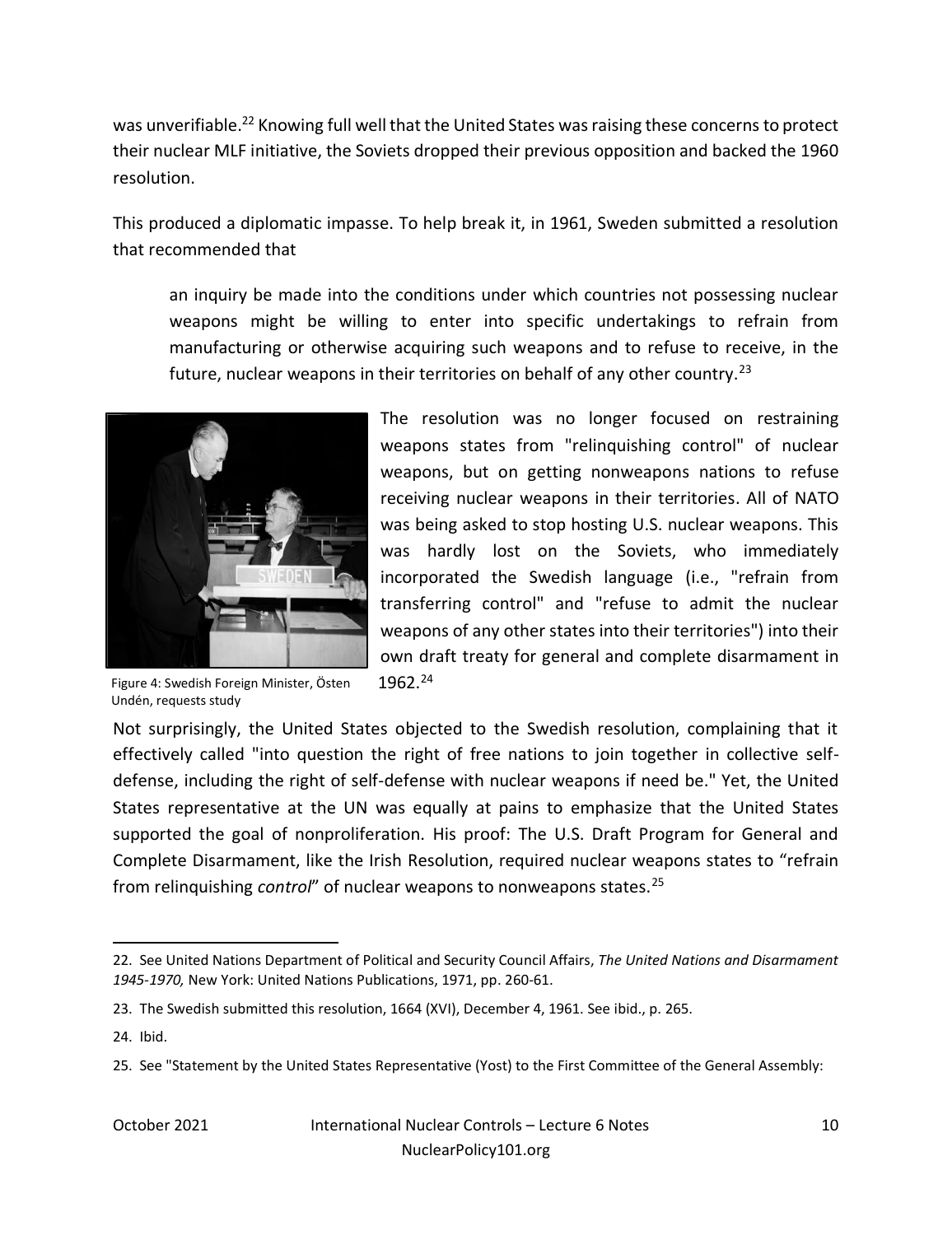was unverifiable.[22] Knowing full well that the United States was raising these concerns to protect their nuclear MLF initiative, the Soviets dropped their previous opposition and backed the 1960 resolution.

This produced a diplomatic impasse. To help break it, in 1961, Sweden submitted a resolution that recommended that

> an inquiry be made into the conditions under which countries not possessing nuclear weapons might be willing to enter into specific undertakings to refrain from manufacturing or otherwise acquiring such weapons and to refuse to receive, in the future, nuclear weapons in their territories on behalf of any other country.[23]

Figure 4: Swedish Foreign Minister, Östen Undén, requests study

The resolution was no longer focused on restraining weapons states from "relinquishing control" of nuclear weapons, but on getting nonweapons nations to refuse receiving nuclear weapons in their territories. All of NATO was being asked to stop hosting U.S. nuclear weapons. This was hardly lost on the Soviets, who immediately incorporated the Swedish language (i.e., "refrain from transferring control" and "refuse to admit the nuclear weapons of any other states into their territories") into their own draft treaty for general and complete disarmament in 1962.[24]

Not surprisingly, the United States objected to the Swedish resolution, complaining that it effectively called "into question the right of free nations to join together in collective self-defense, including the right of self-defense with nuclear weapons if need be." Yet, the United States representative at the UN was equally at pains to emphasize that the United States supported the goal of nonproliferation. His proof: The U.S. Draft Program for General and Complete Disarmament, like the Irish Resolution, required nuclear weapons states to "refrain from relinquishing *control*" of nuclear weapons to nonweapons states.[25]

---

22. See United Nations Department of Political and Security Council Affairs, *The United Nations and Disarmament 1945-1970,* New York: United Nations Publications, 1971, pp. 260-61.

23. The Swedish submitted this resolution, 1664 (XVI), December 4, 1961. See ibid., p. 265.

24. Ibid.

25. See "Statement by the United States Representative (Yost) to the First Committee of the General Assembly: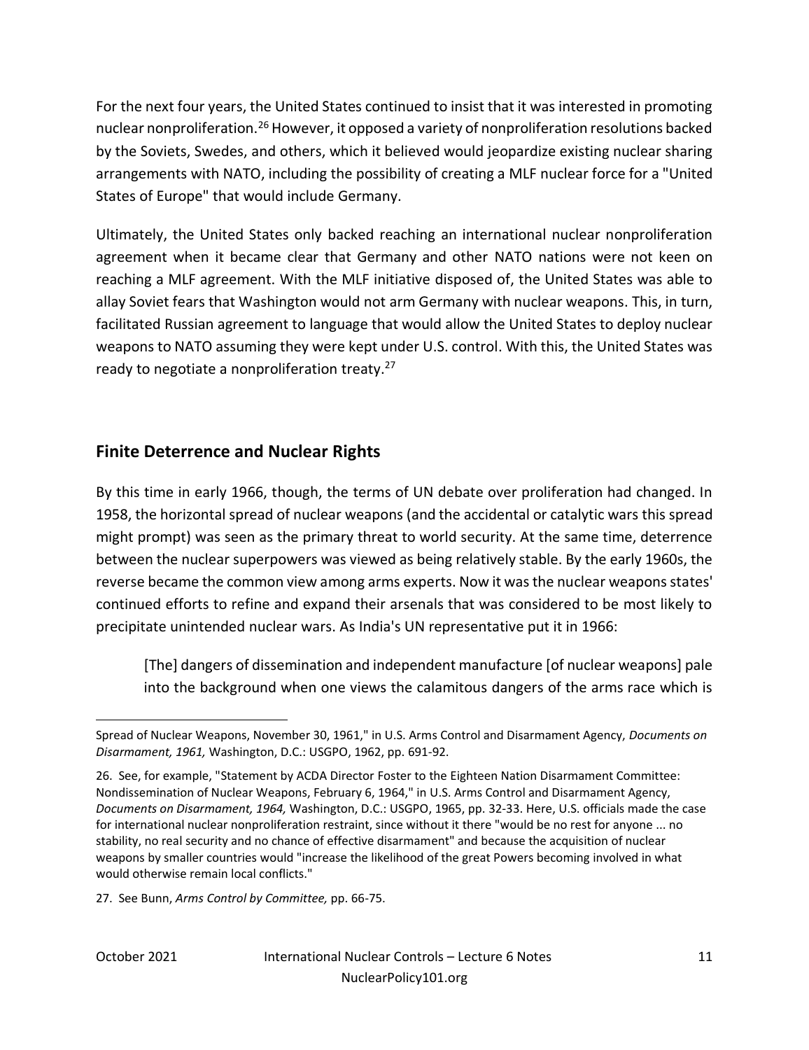For the next four years, the United States continued to insist that it was interested in promoting nuclear nonproliferation.[26] However, it opposed a variety of nonproliferation resolutions backed by the Soviets, Swedes, and others, which it believed would jeopardize existing nuclear sharing arrangements with NATO, including the possibility of creating a MLF nuclear force for a "United States of Europe" that would include Germany.

Ultimately, the United States only backed reaching an international nuclear nonproliferation agreement when it became clear that Germany and other NATO nations were not keen on reaching a MLF agreement. With the MLF initiative disposed of, the United States was able to allay Soviet fears that Washington would not arm Germany with nuclear weapons. This, in turn, facilitated Russian agreement to language that would allow the United States to deploy nuclear weapons to NATO assuming they were kept under U.S. control. With this, the United States was ready to negotiate a nonproliferation treaty.[27]

## Finite Deterrence and Nuclear Rights

By this time in early 1966, though, the terms of UN debate over proliferation had changed. In 1958, the horizontal spread of nuclear weapons (and the accidental or catalytic wars this spread might prompt) was seen as the primary threat to world security. At the same time, deterrence between the nuclear superpowers was viewed as being relatively stable. By the early 1960s, the reverse became the common view among arms experts. Now it was the nuclear weapons states' continued efforts to refine and expand their arsenals that was considered to be most likely to precipitate unintended nuclear wars. As India's UN representative put it in 1966:

> [The] dangers of dissemination and independent manufacture [of nuclear weapons] pale into the background when one views the calamitous dangers of the arms race which is

---

Spread of Nuclear Weapons, November 30, 1961," in U.S. Arms Control and Disarmament Agency, *Documents on Disarmament, 1961,* Washington, D.C.: USGPO, 1962, pp. 691-92.

26. See, for example, "Statement by ACDA Director Foster to the Eighteen Nation Disarmament Committee: Nondissemination of Nuclear Weapons, February 6, 1964," in U.S. Arms Control and Disarmament Agency, *Documents on Disarmament, 1964,* Washington, D.C.: USGPO, 1965, pp. 32-33. Here, U.S. officials made the case for international nuclear nonproliferation restraint, since without it there "would be no rest for anyone ... no stability, no real security and no chance of effective disarmament" and because the acquisition of nuclear weapons by smaller countries would "increase the likelihood of the great Powers becoming involved in what would otherwise remain local conflicts."

27. See Bunn, *Arms Control by Committee,* pp. 66-75.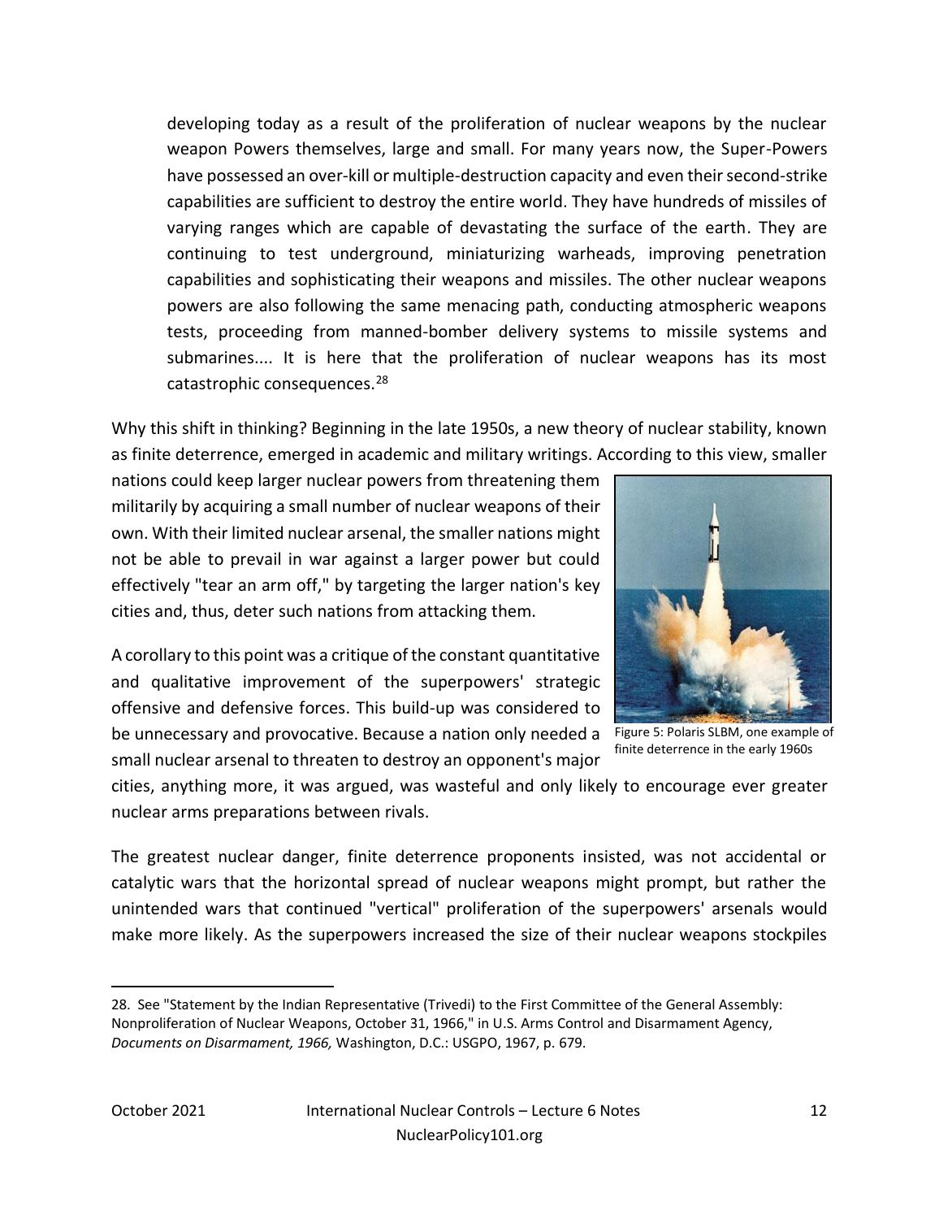> developing today as a result of the proliferation of nuclear weapons by the nuclear weapon Powers themselves, large and small. For many years now, the Super-Powers have possessed an over-kill or multiple-destruction capacity and even their second-strike capabilities are sufficient to destroy the entire world. They have hundreds of missiles of varying ranges which are capable of devastating the surface of the earth. They are continuing to test underground, miniaturizing warheads, improving penetration capabilities and sophisticating their weapons and missiles. The other nuclear weapons powers are also following the same menacing path, conducting atmospheric weapons tests, proceeding from manned-bomber delivery systems to missile systems and submarines.... It is here that the proliferation of nuclear weapons has its most catastrophic consequences.[28]

Why this shift in thinking? Beginning in the late 1950s, a new theory of nuclear stability, known as finite deterrence, emerged in academic and military writings. According to this view, smaller nations could keep larger nuclear powers from threatening them militarily by acquiring a small number of nuclear weapons of their own. With their limited nuclear arsenal, the smaller nations might not be able to prevail in war against a larger power but could effectively "tear an arm off," by targeting the larger nation's key cities and, thus, deter such nations from attacking them.

Figure 5: Polaris SLBM, one example of finite deterrence in the early 1960s

A corollary to this point was a critique of the constant quantitative and qualitative improvement of the superpowers' strategic offensive and defensive forces. This build-up was considered to be unnecessary and provocative. Because a nation only needed a small nuclear arsenal to threaten to destroy an opponent's major cities, anything more, it was argued, was wasteful and only likely to encourage ever greater nuclear arms preparations between rivals.

The greatest nuclear danger, finite deterrence proponents insisted, was not accidental or catalytic wars that the horizontal spread of nuclear weapons might prompt, but rather the unintended wars that continued "vertical" proliferation of the superpowers' arsenals would make more likely. As the superpowers increased the size of their nuclear weapons stockpiles

---

28. See "Statement by the Indian Representative (Trivedi) to the First Committee of the General Assembly: Nonproliferation of Nuclear Weapons, October 31, 1966," in U.S. Arms Control and Disarmament Agency, *Documents on Disarmament, 1966,* Washington, D.C.: USGPO, 1967, p. 679.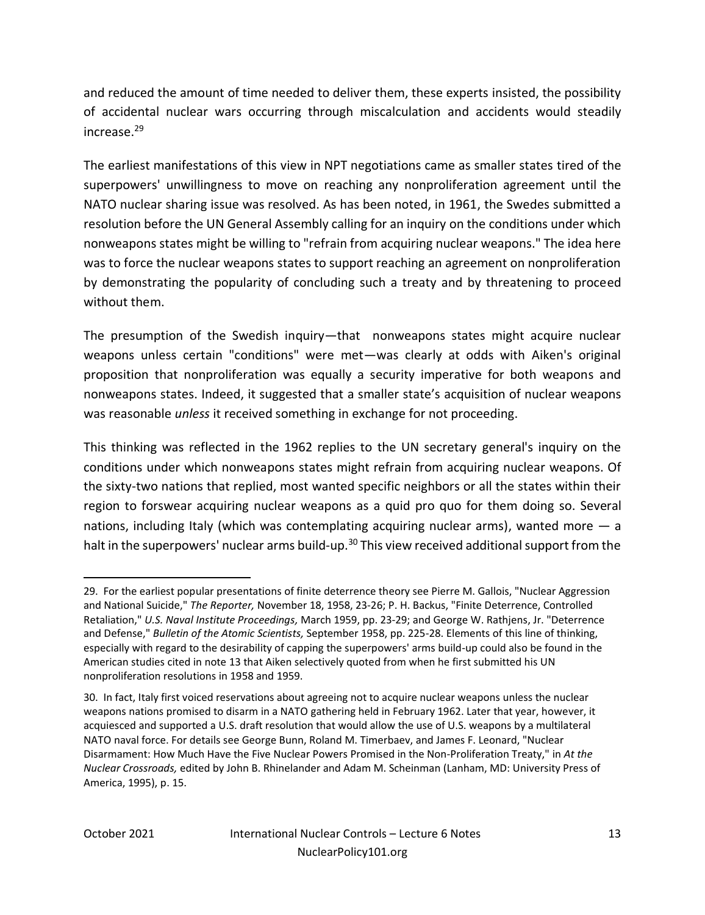and reduced the amount of time needed to deliver them, these experts insisted, the possibility of accidental nuclear wars occurring through miscalculation and accidents would steadily increase.[29]

The earliest manifestations of this view in NPT negotiations came as smaller states tired of the superpowers' unwillingness to move on reaching any nonproliferation agreement until the NATO nuclear sharing issue was resolved. As has been noted, in 1961, the Swedes submitted a resolution before the UN General Assembly calling for an inquiry on the conditions under which nonweapons states might be willing to "refrain from acquiring nuclear weapons." The idea here was to force the nuclear weapons states to support reaching an agreement on nonproliferation by demonstrating the popularity of concluding such a treaty and by threatening to proceed without them.

The presumption of the Swedish inquiry—that nonweapons states might acquire nuclear weapons unless certain "conditions" were met—was clearly at odds with Aiken's original proposition that nonproliferation was equally a security imperative for both weapons and nonweapons states. Indeed, it suggested that a smaller state's acquisition of nuclear weapons was reasonable *unless* it received something in exchange for not proceeding.

This thinking was reflected in the 1962 replies to the UN secretary general's inquiry on the conditions under which nonweapons states might refrain from acquiring nuclear weapons. Of the sixty-two nations that replied, most wanted specific neighbors or all the states within their region to forswear acquiring nuclear weapons as a quid pro quo for them doing so. Several nations, including Italy (which was contemplating acquiring nuclear arms), wanted more — a halt in the superpowers' nuclear arms build-up.[30] This view received additional support from the

---

29. For the earliest popular presentations of finite deterrence theory see Pierre M. Gallois, "Nuclear Aggression and National Suicide," *The Reporter,* November 18, 1958, 23-26; P. H. Backus, "Finite Deterrence, Controlled Retaliation," *U.S. Naval Institute Proceedings,* March 1959, pp. 23-29; and George W. Rathjens, Jr. "Deterrence and Defense," *Bulletin of the Atomic Scientists,* September 1958, pp. 225-28. Elements of this line of thinking, especially with regard to the desirability of capping the superpowers' arms build-up could also be found in the American studies cited in note 13 that Aiken selectively quoted from when he first submitted his UN nonproliferation resolutions in 1958 and 1959.

30. In fact, Italy first voiced reservations about agreeing not to acquire nuclear weapons unless the nuclear weapons nations promised to disarm in a NATO gathering held in February 1962. Later that year, however, it acquiesced and supported a U.S. draft resolution that would allow the use of U.S. weapons by a multilateral NATO naval force. For details see George Bunn, Roland M. Timerbaev, and James F. Leonard, "Nuclear Disarmament: How Much Have the Five Nuclear Powers Promised in the Non-Proliferation Treaty," in *At the Nuclear Crossroads,* edited by John B. Rhinelander and Adam M. Scheinman (Lanham, MD: University Press of America, 1995), p. 15.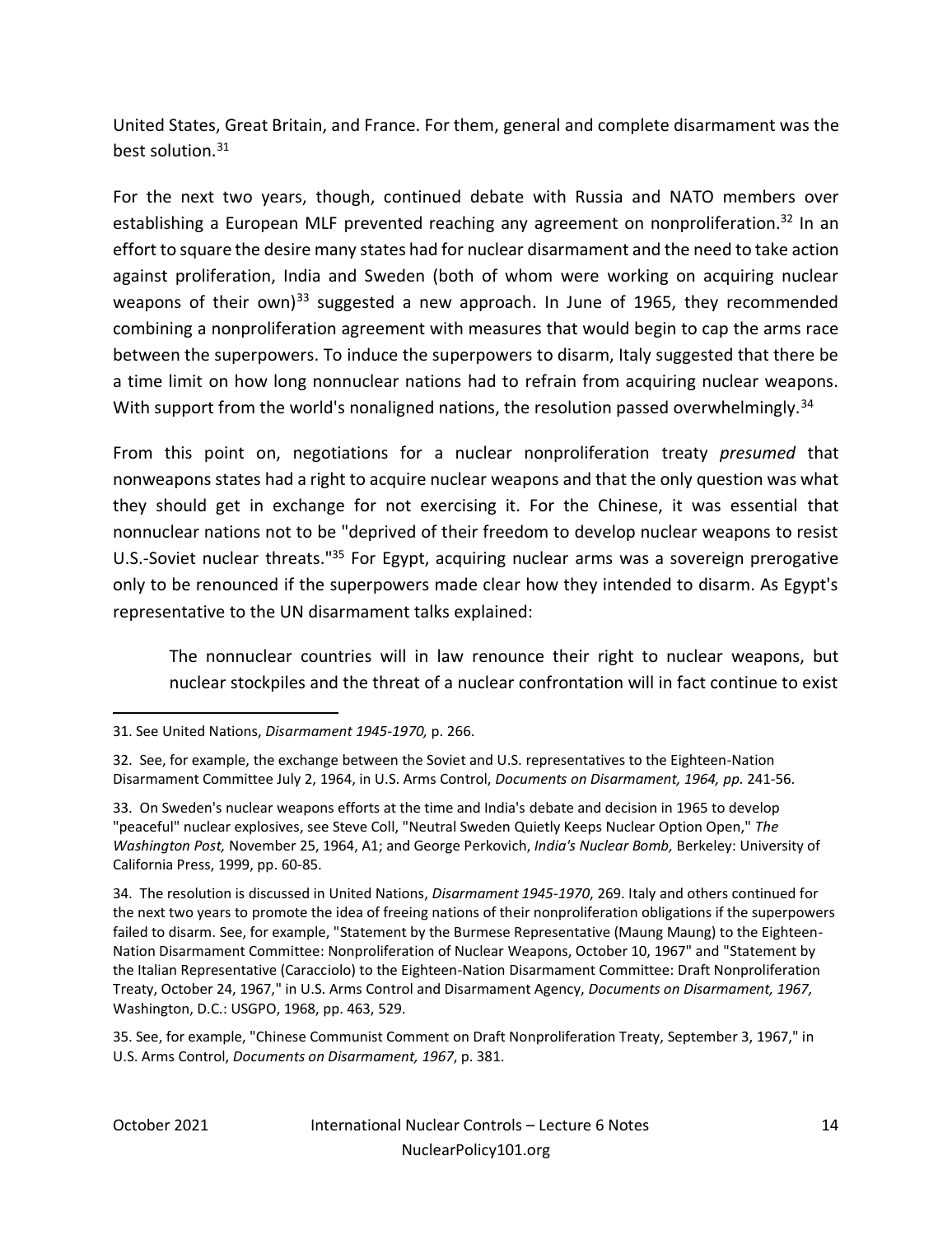United States, Great Britain, and France. For them, general and complete disarmament was the best solution.[31]

For the next two years, though, continued debate with Russia and NATO members over establishing a European MLF prevented reaching any agreement on nonproliferation.[32] In an effort to square the desire many states had for nuclear disarmament and the need to take action against proliferation, India and Sweden (both of whom were working on acquiring nuclear weapons of their own)[33] suggested a new approach. In June of 1965, they recommended combining a nonproliferation agreement with measures that would begin to cap the arms race between the superpowers. To induce the superpowers to disarm, Italy suggested that there be a time limit on how long nonnuclear nations had to refrain from acquiring nuclear weapons. With support from the world's nonaligned nations, the resolution passed overwhelmingly.[34]

From this point on, negotiations for a nuclear nonproliferation treaty *presumed* that nonweapons states had a right to acquire nuclear weapons and that the only question was what they should get in exchange for not exercising it. For the Chinese, it was essential that nonnuclear nations not to be "deprived of their freedom to develop nuclear weapons to resist U.S.-Soviet nuclear threats."[35] For Egypt, acquiring nuclear arms was a sovereign prerogative only to be renounced if the superpowers made clear how they intended to disarm. As Egypt's representative to the UN disarmament talks explained:

> The nonnuclear countries will in law renounce their right to nuclear weapons, but nuclear stockpiles and the threat of a nuclear confrontation will in fact continue to exist

---

31. See United Nations, *Disarmament 1945-1970,* p. 266.

32. See, for example, the exchange between the Soviet and U.S. representatives to the Eighteen-Nation Disarmament Committee July 2, 1964, in U.S. Arms Control, *Documents on Disarmament, 1964, pp.* 241-56.

33. On Sweden's nuclear weapons efforts at the time and India's debate and decision in 1965 to develop "peaceful" nuclear explosives, see Steve Coll, "Neutral Sweden Quietly Keeps Nuclear Option Open," *The Washington Post,* November 25, 1964, A1; and George Perkovich, *India's Nuclear Bomb,* Berkeley: University of California Press, 1999, pp. 60-85.

34. The resolution is discussed in United Nations, *Disarmament 1945-1970*, 269. Italy and others continued for the next two years to promote the idea of freeing nations of their nonproliferation obligations if the superpowers failed to disarm. See, for example, "Statement by the Burmese Representative (Maung Maung) to the Eighteen-Nation Disarmament Committee: Nonproliferation of Nuclear Weapons, October 10, 1967" and "Statement by the Italian Representative (Caracciolo) to the Eighteen-Nation Disarmament Committee: Draft Nonproliferation Treaty, October 24, 1967," in U.S. Arms Control and Disarmament Agency, *Documents on Disarmament, 1967,* Washington, D.C.: USGPO, 1968, pp. 463, 529.

35. See, for example, "Chinese Communist Comment on Draft Nonproliferation Treaty, September 3, 1967," in U.S. Arms Control, *Documents on Disarmament, 1967*, p. 381.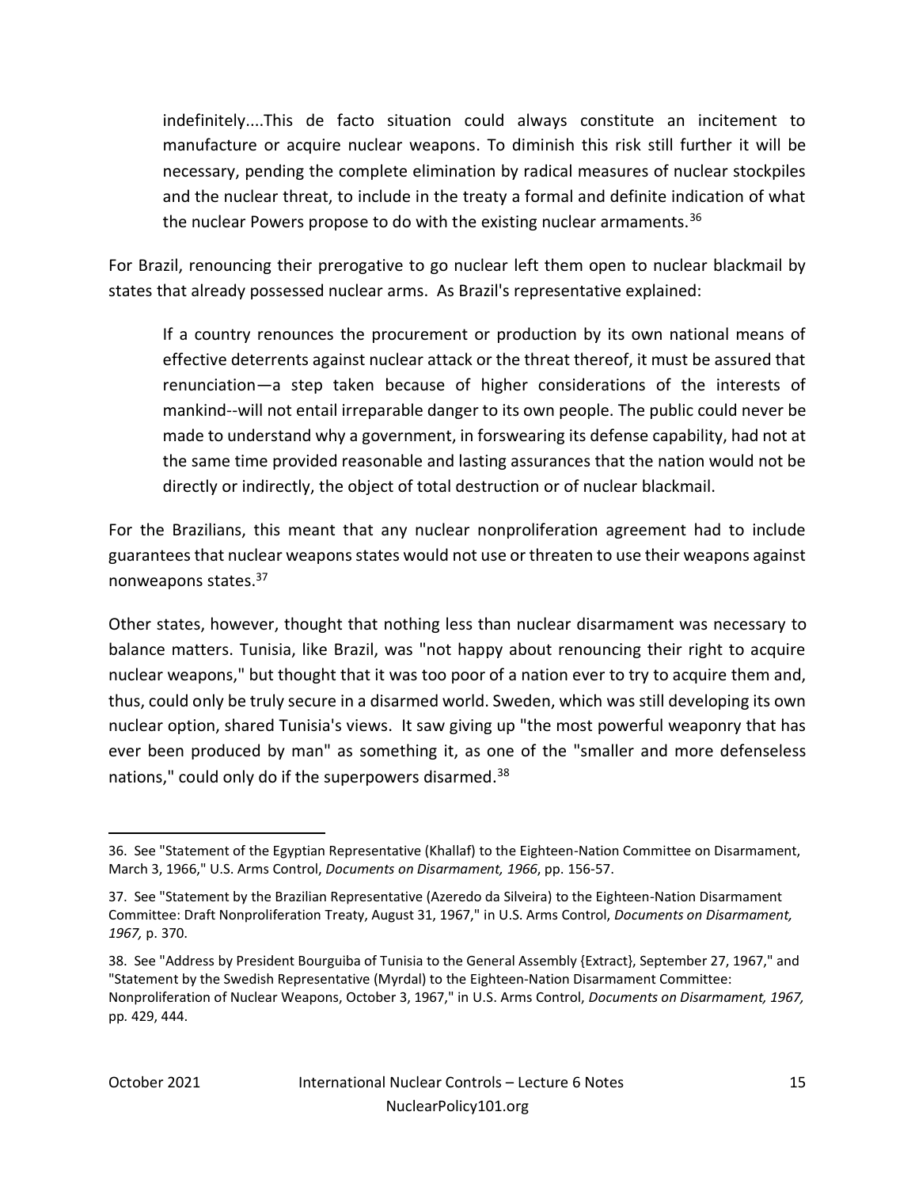> indefinitely....This de facto situation could always constitute an incitement to manufacture or acquire nuclear weapons. To diminish this risk still further it will be necessary, pending the complete elimination by radical measures of nuclear stockpiles and the nuclear threat, to include in the treaty a formal and definite indication of what the nuclear Powers propose to do with the existing nuclear armaments.[36]

For Brazil, renouncing their prerogative to go nuclear left them open to nuclear blackmail by states that already possessed nuclear arms. As Brazil's representative explained:

> If a country renounces the procurement or production by its own national means of effective deterrents against nuclear attack or the threat thereof, it must be assured that renunciation—a step taken because of higher considerations of the interests of mankind--will not entail irreparable danger to its own people. The public could never be made to understand why a government, in forswearing its defense capability, had not at the same time provided reasonable and lasting assurances that the nation would not be directly or indirectly, the object of total destruction or of nuclear blackmail.

For the Brazilians, this meant that any nuclear nonproliferation agreement had to include guarantees that nuclear weapons states would not use or threaten to use their weapons against nonweapons states.[37]

Other states, however, thought that nothing less than nuclear disarmament was necessary to balance matters. Tunisia, like Brazil, was "not happy about renouncing their right to acquire nuclear weapons," but thought that it was too poor of a nation ever to try to acquire them and, thus, could only be truly secure in a disarmed world. Sweden, which was still developing its own nuclear option, shared Tunisia's views. It saw giving up "the most powerful weaponry that has ever been produced by man" as something it, as one of the "smaller and more defenseless nations," could only do if the superpowers disarmed.[38]

---

36. See "Statement of the Egyptian Representative (Khallaf) to the Eighteen-Nation Committee on Disarmament, March 3, 1966," U.S. Arms Control, *Documents on Disarmament, 1966*, pp. 156-57.

37. See "Statement by the Brazilian Representative (Azeredo da Silveira) to the Eighteen-Nation Disarmament Committee: Draft Nonproliferation Treaty, August 31, 1967," in U.S. Arms Control, *Documents on Disarmament, 1967,* p. 370.

38. See "Address by President Bourguiba of Tunisia to the General Assembly {Extract}, September 27, 1967," and "Statement by the Swedish Representative (Myrdal) to the Eighteen-Nation Disarmament Committee: Nonproliferation of Nuclear Weapons, October 3, 1967," in U.S. Arms Control, *Documents on Disarmament, 1967,* pp. 429, 444.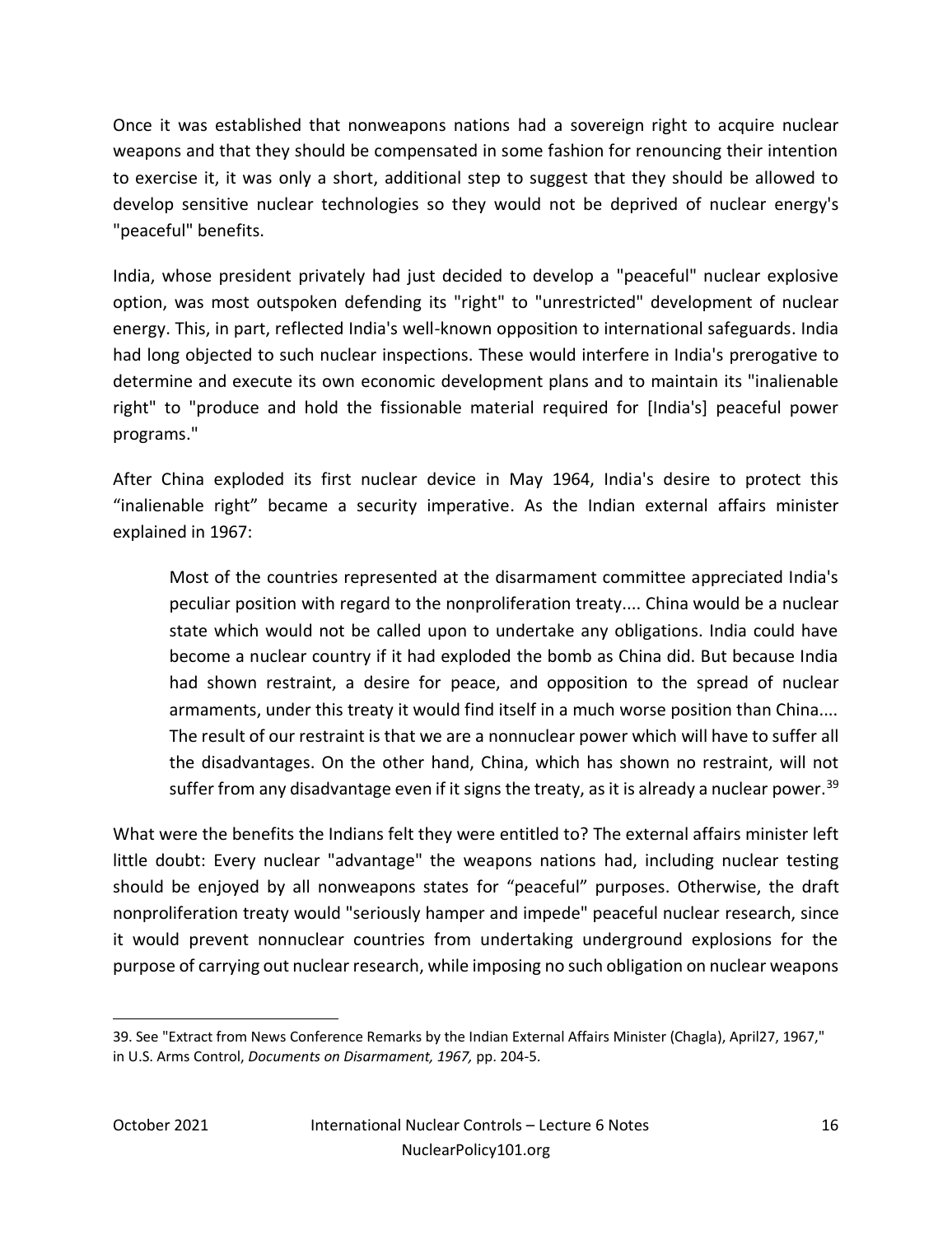Once it was established that nonweapons nations had a sovereign right to acquire nuclear weapons and that they should be compensated in some fashion for renouncing their intention to exercise it, it was only a short, additional step to suggest that they should be allowed to develop sensitive nuclear technologies so they would not be deprived of nuclear energy's "peaceful" benefits.

India, whose president privately had just decided to develop a "peaceful" nuclear explosive option, was most outspoken defending its "right" to "unrestricted" development of nuclear energy. This, in part, reflected India's well-known opposition to international safeguards. India had long objected to such nuclear inspections. These would interfere in India's prerogative to determine and execute its own economic development plans and to maintain its "inalienable right" to "produce and hold the fissionable material required for [India's] peaceful power programs."

After China exploded its first nuclear device in May 1964, India's desire to protect this "inalienable right" became a security imperative. As the Indian external affairs minister explained in 1967:

> Most of the countries represented at the disarmament committee appreciated India's peculiar position with regard to the nonproliferation treaty.... China would be a nuclear state which would not be called upon to undertake any obligations. India could have become a nuclear country if it had exploded the bomb as China did. But because India had shown restraint, a desire for peace, and opposition to the spread of nuclear armaments, under this treaty it would find itself in a much worse position than China.... The result of our restraint is that we are a nonnuclear power which will have to suffer all the disadvantages. On the other hand, China, which has shown no restraint, will not suffer from any disadvantage even if it signs the treaty, as it is already a nuclear power.[39]

What were the benefits the Indians felt they were entitled to? The external affairs minister left little doubt: Every nuclear "advantage" the weapons nations had, including nuclear testing should be enjoyed by all nonweapons states for "peaceful" purposes. Otherwise, the draft nonproliferation treaty would "seriously hamper and impede" peaceful nuclear research, since it would prevent nonnuclear countries from undertaking underground explosions for the purpose of carrying out nuclear research, while imposing no such obligation on nuclear weapons

---

39. See "Extract from News Conference Remarks by the Indian External Affairs Minister (Chagla), April27, 1967," in U.S. Arms Control, *Documents on Disarmament, 1967,* pp. 204-5.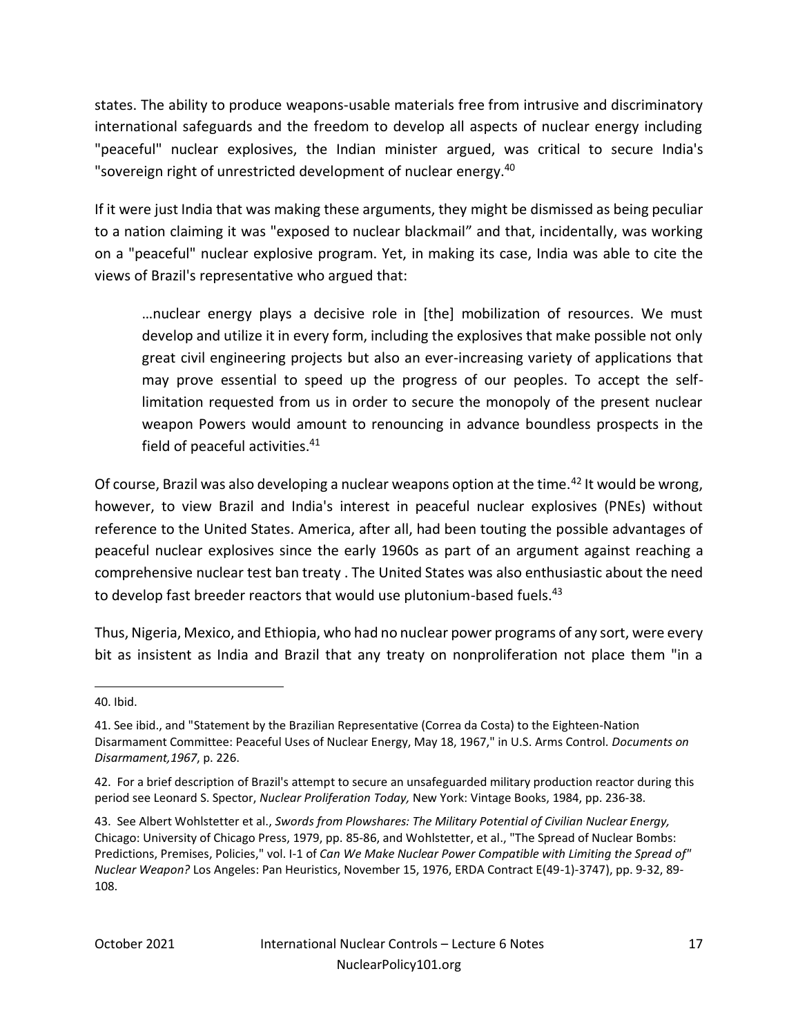states. The ability to produce weapons-usable materials free from intrusive and discriminatory international safeguards and the freedom to develop all aspects of nuclear energy including "peaceful" nuclear explosives, the Indian minister argued, was critical to secure India's "sovereign right of unrestricted development of nuclear energy.[40]

If it were just India that was making these arguments, they might be dismissed as being peculiar to a nation claiming it was "exposed to nuclear blackmail" and that, incidentally, was working on a "peaceful" nuclear explosive program. Yet, in making its case, India was able to cite the views of Brazil's representative who argued that:

> …nuclear energy plays a decisive role in [the] mobilization of resources. We must develop and utilize it in every form, including the explosives that make possible not only great civil engineering projects but also an ever-increasing variety of applications that may prove essential to speed up the progress of our peoples. To accept the self-limitation requested from us in order to secure the monopoly of the present nuclear weapon Powers would amount to renouncing in advance boundless prospects in the field of peaceful activities.[41]

Of course, Brazil was also developing a nuclear weapons option at the time.[42] It would be wrong, however, to view Brazil and India's interest in peaceful nuclear explosives (PNEs) without reference to the United States. America, after all, had been touting the possible advantages of peaceful nuclear explosives since the early 1960s as part of an argument against reaching a comprehensive nuclear test ban treaty . The United States was also enthusiastic about the need to develop fast breeder reactors that would use plutonium-based fuels.[43]

Thus, Nigeria, Mexico, and Ethiopia, who had no nuclear power programs of any sort, were every bit as insistent as India and Brazil that any treaty on nonproliferation not place them "in a

---

40. Ibid.

41. See ibid., and "Statement by the Brazilian Representative (Correa da Costa) to the Eighteen-Nation Disarmament Committee: Peaceful Uses of Nuclear Energy, May 18, 1967," in U.S. Arms Control. *Documents on Disarmament,1967*, p. 226.

42. For a brief description of Brazil's attempt to secure an unsafeguarded military production reactor during this period see Leonard S. Spector, *Nuclear Proliferation Today,* New York: Vintage Books, 1984, pp. 236-38.

43. See Albert Wohlstetter et al., *Swords from Plowshares: The Military Potential of Civilian Nuclear Energy,* Chicago: University of Chicago Press, 1979, pp. 85-86, and Wohlstetter, et al., "The Spread of Nuclear Bombs: Predictions, Premises, Policies," vol. I-1 of *Can We Make Nuclear Power Compatible with Limiting the Spread of" Nuclear Weapon?* Los Angeles: Pan Heuristics, November 15, 1976, ERDA Contract E(49-1)-3747), pp. 9-32, 89-108.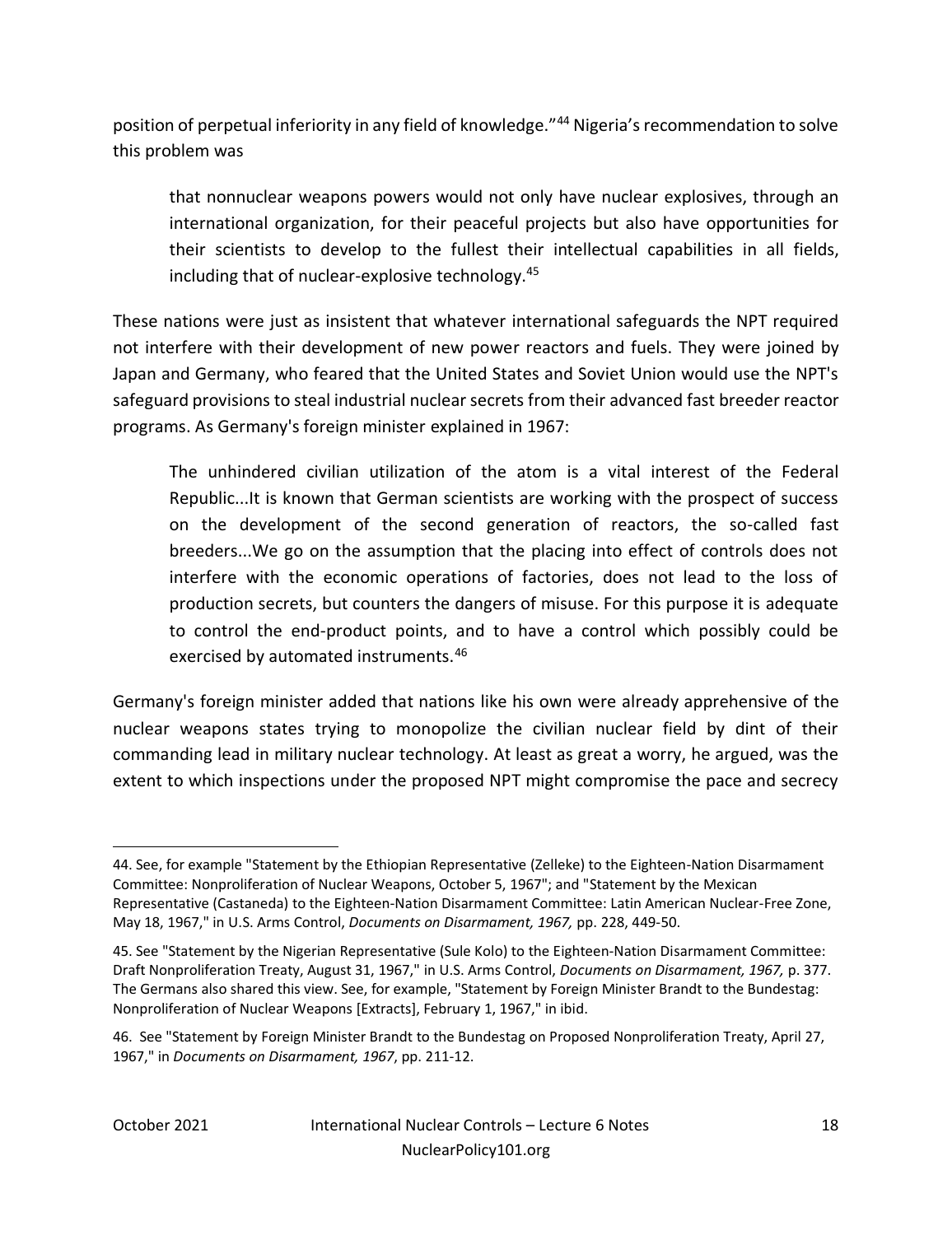position of perpetual inferiority in any field of knowledge."[44] Nigeria's recommendation to solve this problem was

> that nonnuclear weapons powers would not only have nuclear explosives, through an international organization, for their peaceful projects but also have opportunities for their scientists to develop to the fullest their intellectual capabilities in all fields, including that of nuclear-explosive technology.[45]

These nations were just as insistent that whatever international safeguards the NPT required not interfere with their development of new power reactors and fuels. They were joined by Japan and Germany, who feared that the United States and Soviet Union would use the NPT's safeguard provisions to steal industrial nuclear secrets from their advanced fast breeder reactor programs. As Germany's foreign minister explained in 1967:

> The unhindered civilian utilization of the atom is a vital interest of the Federal Republic...It is known that German scientists are working with the prospect of success on the development of the second generation of reactors, the so-called fast breeders...We go on the assumption that the placing into effect of controls does not interfere with the economic operations of factories, does not lead to the loss of production secrets, but counters the dangers of misuse. For this purpose it is adequate to control the end-product points, and to have a control which possibly could be exercised by automated instruments.[46]

Germany's foreign minister added that nations like his own were already apprehensive of the nuclear weapons states trying to monopolize the civilian nuclear field by dint of their commanding lead in military nuclear technology. At least as great a worry, he argued, was the extent to which inspections under the proposed NPT might compromise the pace and secrecy

---

44. See, for example "Statement by the Ethiopian Representative (Zelleke) to the Eighteen-Nation Disarmament Committee: Nonproliferation of Nuclear Weapons, October 5, 1967"; and "Statement by the Mexican Representative (Castaneda) to the Eighteen-Nation Disarmament Committee: Latin American Nuclear-Free Zone, May 18, 1967," in U.S. Arms Control, *Documents on Disarmament, 1967,* pp. 228, 449-50.

45. See "Statement by the Nigerian Representative (Sule Kolo) to the Eighteen-Nation Disarmament Committee: Draft Nonproliferation Treaty, August 31, 1967," in U.S. Arms Control, *Documents on Disarmament, 1967,* p. 377. The Germans also shared this view. See, for example, "Statement by Foreign Minister Brandt to the Bundestag: Nonproliferation of Nuclear Weapons [Extracts], February 1, 1967," in ibid.

46. See "Statement by Foreign Minister Brandt to the Bundestag on Proposed Nonproliferation Treaty, April 27, 1967," in *Documents on Disarmament, 1967*, pp. 211-12.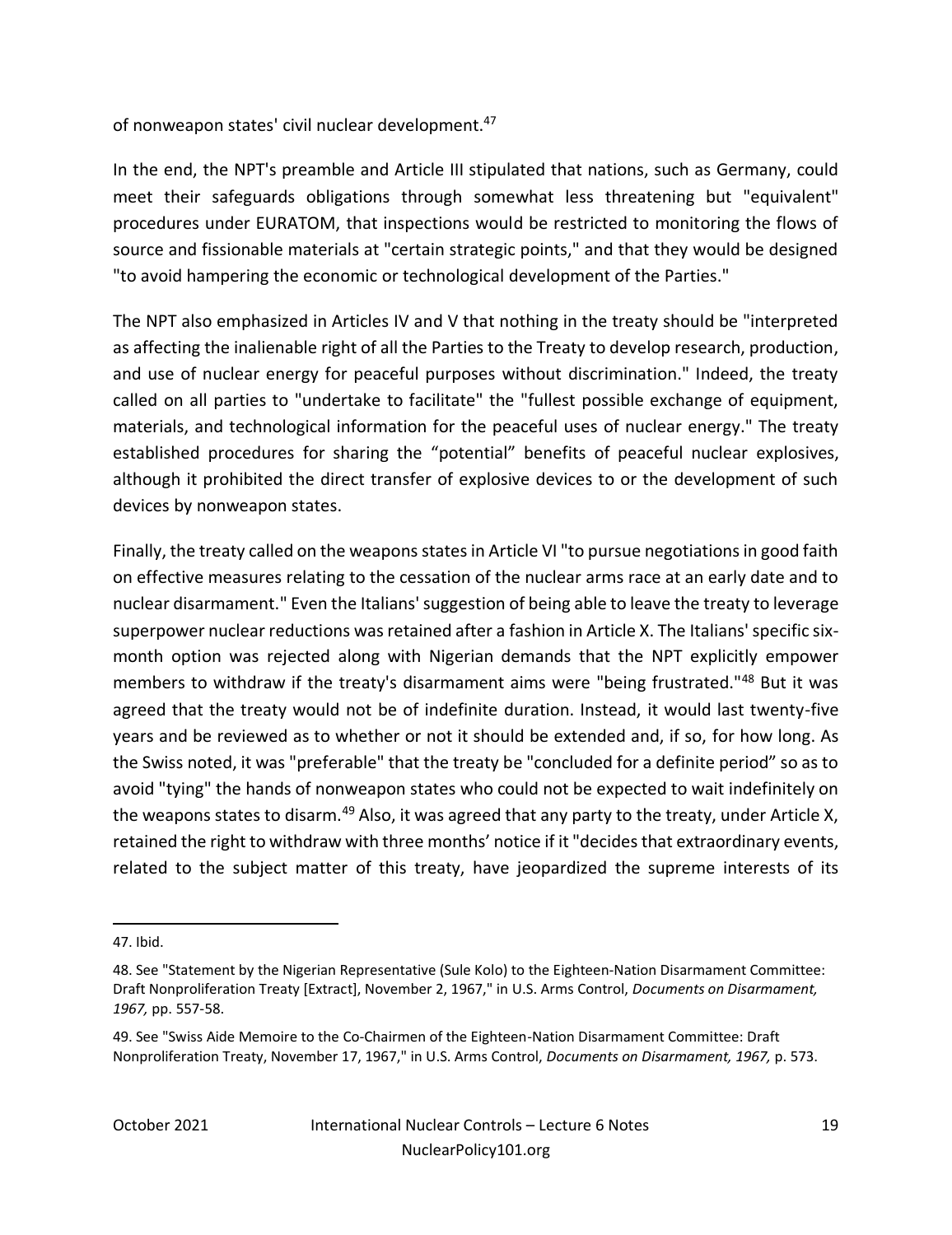of nonweapon states' civil nuclear development.[47]

In the end, the NPT's preamble and Article III stipulated that nations, such as Germany, could meet their safeguards obligations through somewhat less threatening but "equivalent" procedures under EURATOM, that inspections would be restricted to monitoring the flows of source and fissionable materials at "certain strategic points," and that they would be designed "to avoid hampering the economic or technological development of the Parties."

The NPT also emphasized in Articles IV and V that nothing in the treaty should be "interpreted as affecting the inalienable right of all the Parties to the Treaty to develop research, production, and use of nuclear energy for peaceful purposes without discrimination." Indeed, the treaty called on all parties to "undertake to facilitate" the "fullest possible exchange of equipment, materials, and technological information for the peaceful uses of nuclear energy." The treaty established procedures for sharing the "potential" benefits of peaceful nuclear explosives, although it prohibited the direct transfer of explosive devices to or the development of such devices by nonweapon states.

Finally, the treaty called on the weapons states in Article VI "to pursue negotiations in good faith on effective measures relating to the cessation of the nuclear arms race at an early date and to nuclear disarmament." Even the Italians' suggestion of being able to leave the treaty to leverage superpower nuclear reductions was retained after a fashion in Article X. The Italians' specific six-month option was rejected along with Nigerian demands that the NPT explicitly empower members to withdraw if the treaty's disarmament aims were "being frustrated."[48] But it was agreed that the treaty would not be of indefinite duration. Instead, it would last twenty-five years and be reviewed as to whether or not it should be extended and, if so, for how long. As the Swiss noted, it was "preferable" that the treaty be "concluded for a definite period" so as to avoid "tying" the hands of nonweapon states who could not be expected to wait indefinitely on the weapons states to disarm.[49] Also, it was agreed that any party to the treaty, under Article X, retained the right to withdraw with three months' notice if it "decides that extraordinary events, related to the subject matter of this treaty, have jeopardized the supreme interests of its

---

47. Ibid.

48. See "Statement by the Nigerian Representative (Sule Kolo) to the Eighteen-Nation Disarmament Committee: Draft Nonproliferation Treaty [Extract], November 2, 1967," in U.S. Arms Control, *Documents on Disarmament, 1967,* pp. 557-58.

49. See "Swiss Aide Memoire to the Co-Chairmen of the Eighteen-Nation Disarmament Committee: Draft Nonproliferation Treaty, November 17, 1967," in U.S. Arms Control, *Documents on Disarmament, 1967,* p. 573.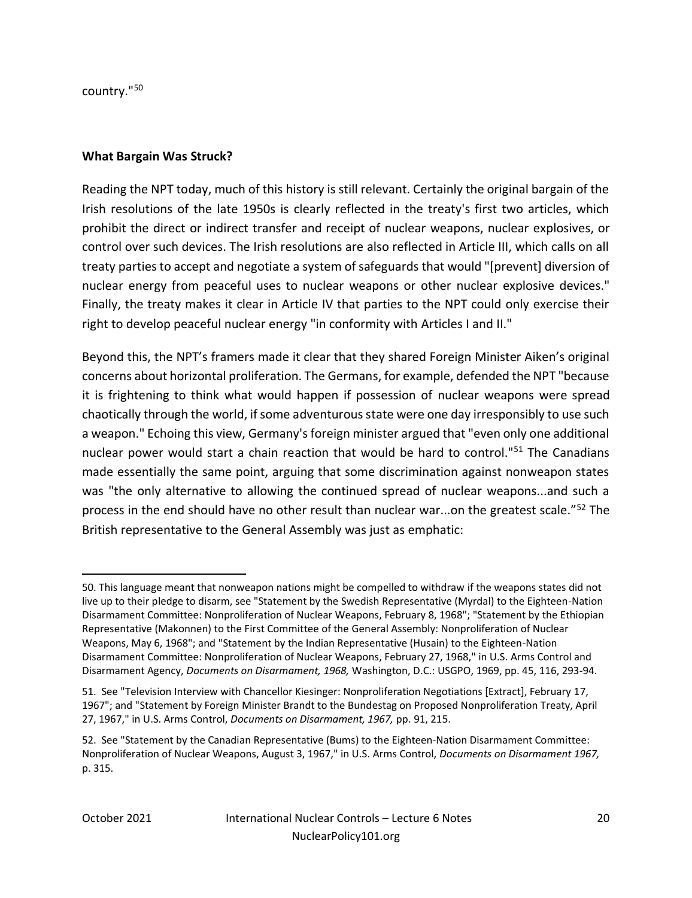country."[50]

**What Bargain Was Struck?**

Reading the NPT today, much of this history is still relevant. Certainly the original bargain of the Irish resolutions of the late 1950s is clearly reflected in the treaty's first two articles, which prohibit the direct or indirect transfer and receipt of nuclear weapons, nuclear explosives, or control over such devices. The Irish resolutions are also reflected in Article III, which calls on all treaty parties to accept and negotiate a system of safeguards that would "[prevent] diversion of nuclear energy from peaceful uses to nuclear weapons or other nuclear explosive devices." Finally, the treaty makes it clear in Article IV that parties to the NPT could only exercise their right to develop peaceful nuclear energy "in conformity with Articles I and II."

Beyond this, the NPT's framers made it clear that they shared Foreign Minister Aiken's original concerns about horizontal proliferation. The Germans, for example, defended the NPT "because it is frightening to think what would happen if possession of nuclear weapons were spread chaotically through the world, if some adventurous state were one day irresponsibly to use such a weapon." Echoing this view, Germany's foreign minister argued that "even only one additional nuclear power would start a chain reaction that would be hard to control."[51] The Canadians made essentially the same point, arguing that some discrimination against nonweapon states was "the only alternative to allowing the continued spread of nuclear weapons...and such a process in the end should have no other result than nuclear war...on the greatest scale."[52] The British representative to the General Assembly was just as emphatic:

---

50. This language meant that nonweapon nations might be compelled to withdraw if the weapons states did not live up to their pledge to disarm, see "Statement by the Swedish Representative (Myrdal) to the Eighteen-Nation Disarmament Committee: Nonproliferation of Nuclear Weapons, February 8, 1968"; "Statement by the Ethiopian Representative (Makonnen) to the First Committee of the General Assembly: Nonproliferation of Nuclear Weapons, May 6, 1968"; and "Statement by the Indian Representative (Husain) to the Eighteen-Nation Disarmament Committee: Nonproliferation of Nuclear Weapons, February 27, 1968," in U.S. Arms Control and Disarmament Agency, *Documents on Disarmament, 1968,* Washington, D.C.: USGPO, 1969, pp. 45, 116, 293-94.

51. See "Television Interview with Chancellor Kiesinger: Nonproliferation Negotiations [Extract], February 17, 1967"; and "Statement by Foreign Minister Brandt to the Bundestag on Proposed Nonproliferation Treaty, April 27, 1967," in U.S. Arms Control, *Documents on Disarmament, 1967,* pp. 91, 215.

52. See "Statement by the Canadian Representative (Bums) to the Eighteen-Nation Disarmament Committee: Nonproliferation of Nuclear Weapons, August 3, 1967," in U.S. Arms Control, *Documents on Disarmament 1967,* p. 315.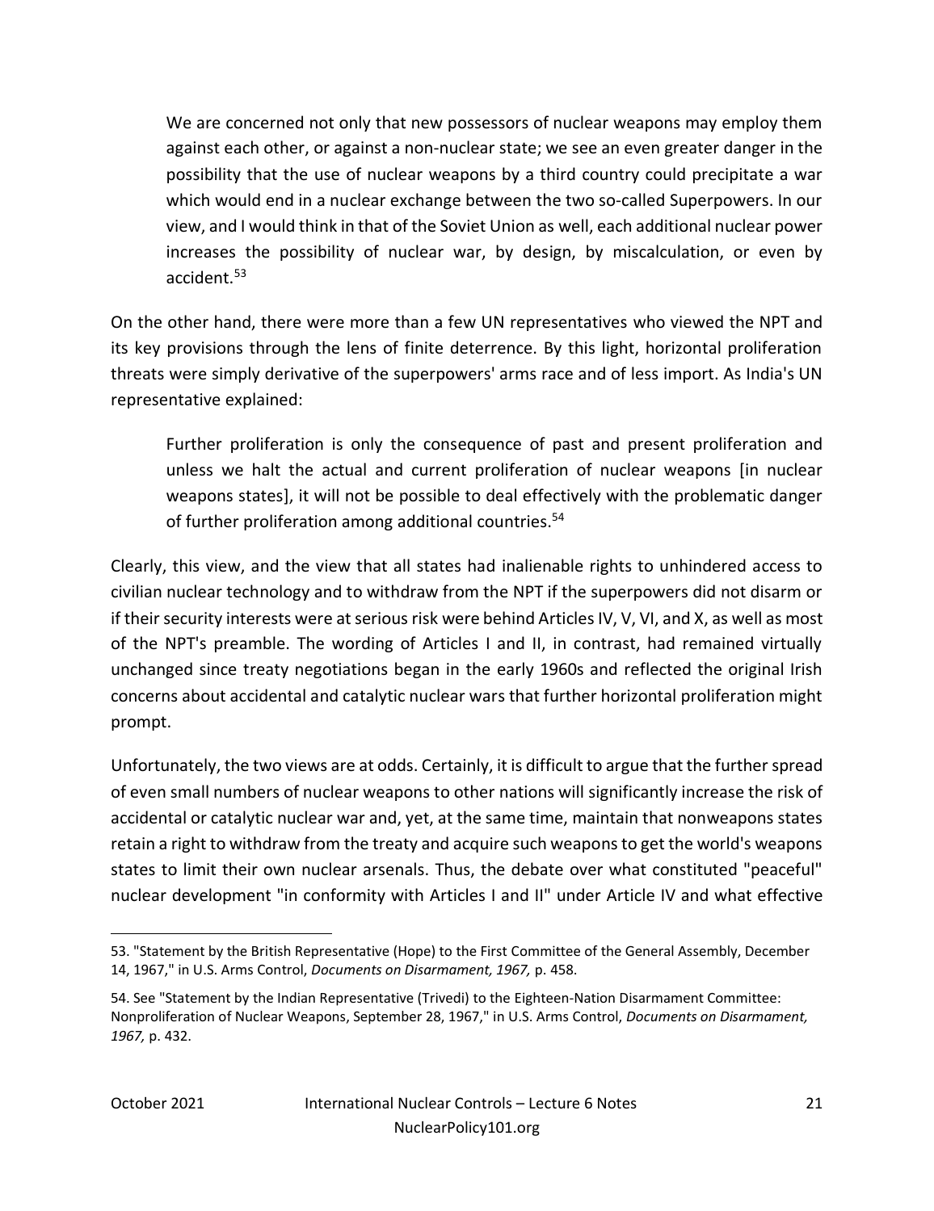> We are concerned not only that new possessors of nuclear weapons may employ them against each other, or against a non-nuclear state; we see an even greater danger in the possibility that the use of nuclear weapons by a third country could precipitate a war which would end in a nuclear exchange between the two so-called Superpowers. In our view, and I would think in that of the Soviet Union as well, each additional nuclear power increases the possibility of nuclear war, by design, by miscalculation, or even by accident.[53]

On the other hand, there were more than a few UN representatives who viewed the NPT and its key provisions through the lens of finite deterrence. By this light, horizontal proliferation threats were simply derivative of the superpowers' arms race and of less import. As India's UN representative explained:

> Further proliferation is only the consequence of past and present proliferation and unless we halt the actual and current proliferation of nuclear weapons [in nuclear weapons states], it will not be possible to deal effectively with the problematic danger of further proliferation among additional countries.[54]

Clearly, this view, and the view that all states had inalienable rights to unhindered access to civilian nuclear technology and to withdraw from the NPT if the superpowers did not disarm or if their security interests were at serious risk were behind Articles IV, V, VI, and X, as well as most of the NPT's preamble. The wording of Articles I and II, in contrast, had remained virtually unchanged since treaty negotiations began in the early 1960s and reflected the original Irish concerns about accidental and catalytic nuclear wars that further horizontal proliferation might prompt.

Unfortunately, the two views are at odds. Certainly, it is difficult to argue that the further spread of even small numbers of nuclear weapons to other nations will significantly increase the risk of accidental or catalytic nuclear war and, yet, at the same time, maintain that nonweapons states retain a right to withdraw from the treaty and acquire such weapons to get the world's weapons states to limit their own nuclear arsenals. Thus, the debate over what constituted "peaceful" nuclear development "in conformity with Articles I and II" under Article IV and what effective

---

53. "Statement by the British Representative (Hope) to the First Committee of the General Assembly, December 14, 1967," in U.S. Arms Control, *Documents on Disarmament, 1967,* p. 458.

54. See "Statement by the Indian Representative (Trivedi) to the Eighteen-Nation Disarmament Committee: Nonproliferation of Nuclear Weapons, September 28, 1967," in U.S. Arms Control, *Documents on Disarmament, 1967,* p. 432.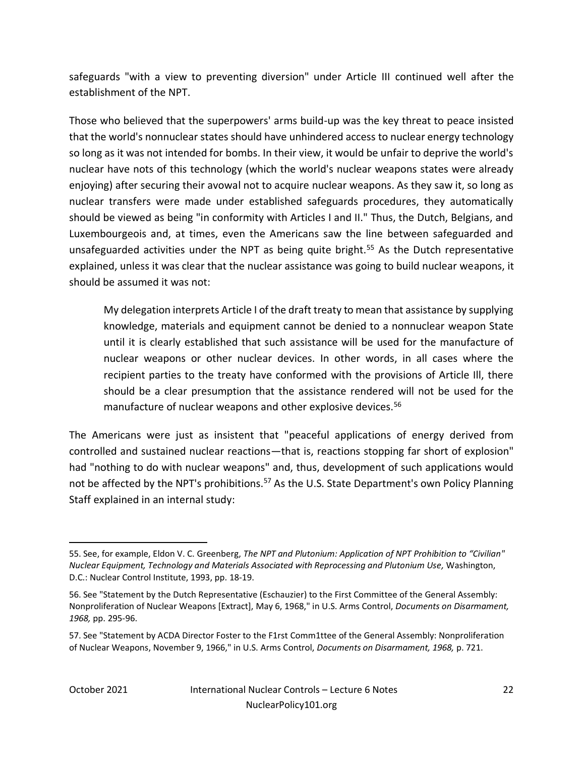safeguards "with a view to preventing diversion" under Article III continued well after the establishment of the NPT.

Those who believed that the superpowers' arms build-up was the key threat to peace insisted that the world's nonnuclear states should have unhindered access to nuclear energy technology so long as it was not intended for bombs. In their view, it would be unfair to deprive the world's nuclear have nots of this technology (which the world's nuclear weapons states were already enjoying) after securing their avowal not to acquire nuclear weapons. As they saw it, so long as nuclear transfers were made under established safeguards procedures, they automatically should be viewed as being "in conformity with Articles I and II." Thus, the Dutch, Belgians, and Luxembourgeois and, at times, even the Americans saw the line between safeguarded and unsafeguarded activities under the NPT as being quite bright.[55] As the Dutch representative explained, unless it was clear that the nuclear assistance was going to build nuclear weapons, it should be assumed it was not:

> My delegation interprets Article I of the draft treaty to mean that assistance by supplying knowledge, materials and equipment cannot be denied to a nonnuclear weapon State until it is clearly established that such assistance will be used for the manufacture of nuclear weapons or other nuclear devices. In other words, in all cases where the recipient parties to the treaty have conformed with the provisions of Article Ill, there should be a clear presumption that the assistance rendered will not be used for the manufacture of nuclear weapons and other explosive devices.[56]

The Americans were just as insistent that "peaceful applications of energy derived from controlled and sustained nuclear reactions—that is, reactions stopping far short of explosion" had "nothing to do with nuclear weapons" and, thus, development of such applications would not be affected by the NPT's prohibitions.[57] As the U.S. State Department's own Policy Planning Staff explained in an internal study:

---

55. See, for example, Eldon V. C. Greenberg, *The NPT and Plutonium: Application of NPT Prohibition to "Civilian" Nuclear Equipment, Technology and Materials Associated with Reprocessing and Plutonium Use,* Washington, D.C.: Nuclear Control Institute, 1993, pp. 18-19.

56. See "Statement by the Dutch Representative (Eschauzier) to the First Committee of the General Assembly: Nonproliferation of Nuclear Weapons [Extract], May 6, 1968," in U.S. Arms Control, *Documents on Disarmament, 1968,* pp. 295-96.

57. See "Statement by ACDA Director Foster to the F1rst Comm1ttee of the General Assembly: Nonproliferation of Nuclear Weapons, November 9, 1966," in U.S. Arms Control, *Documents on Disarmament, 1968,* p. 721.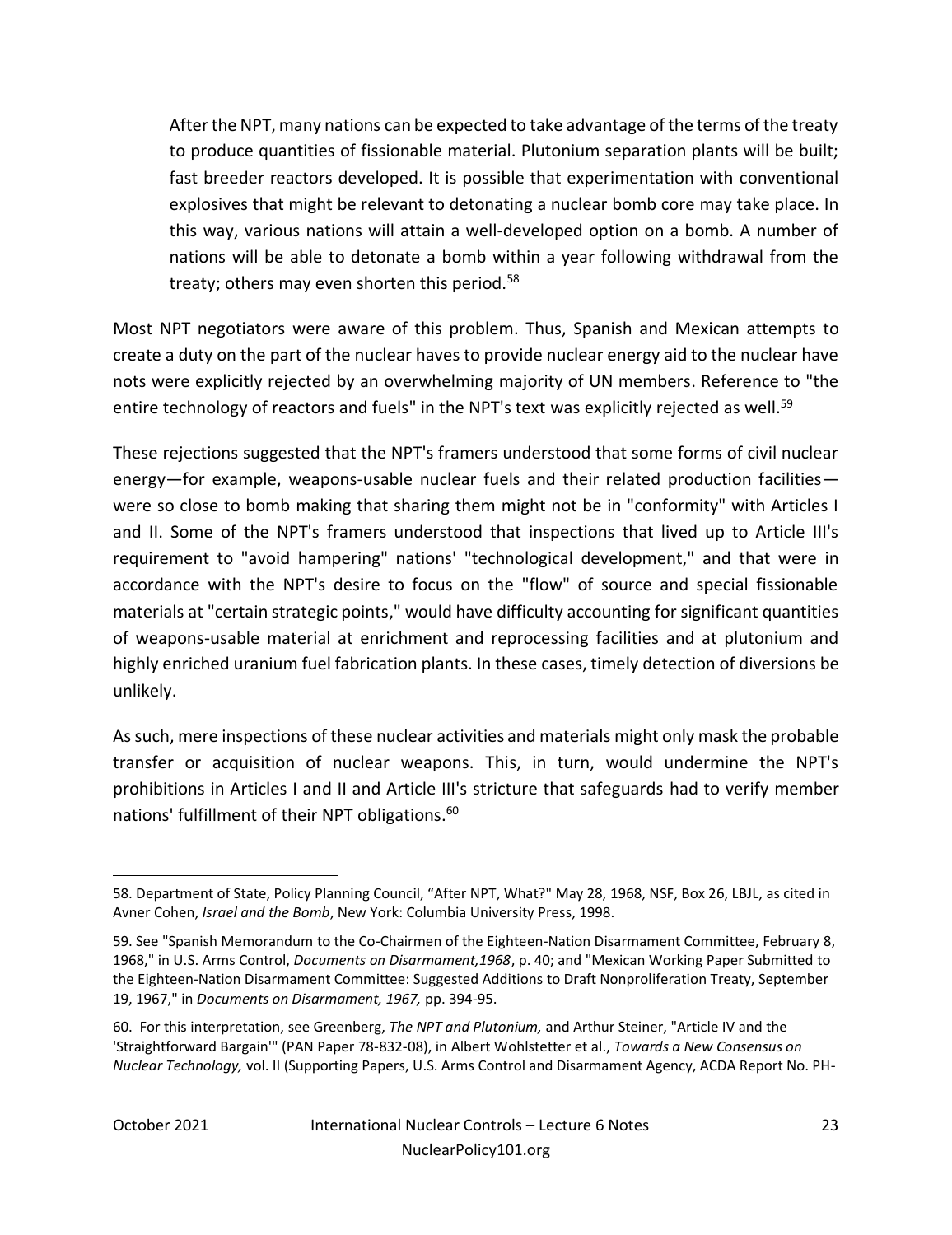> After the NPT, many nations can be expected to take advantage of the terms of the treaty to produce quantities of fissionable material. Plutonium separation plants will be built; fast breeder reactors developed. It is possible that experimentation with conventional explosives that might be relevant to detonating a nuclear bomb core may take place. In this way, various nations will attain a well-developed option on a bomb. A number of nations will be able to detonate a bomb within a year following withdrawal from the treaty; others may even shorten this period.[58]

Most NPT negotiators were aware of this problem. Thus, Spanish and Mexican attempts to create a duty on the part of the nuclear haves to provide nuclear energy aid to the nuclear have nots were explicitly rejected by an overwhelming majority of UN members. Reference to "the entire technology of reactors and fuels" in the NPT's text was explicitly rejected as well.[59]

These rejections suggested that the NPT's framers understood that some forms of civil nuclear energy—for example, weapons-usable nuclear fuels and their related production facilities—were so close to bomb making that sharing them might not be in "conformity" with Articles I and II. Some of the NPT's framers understood that inspections that lived up to Article III's requirement to "avoid hampering" nations' "technological development," and that were in accordance with the NPT's desire to focus on the "flow" of source and special fissionable materials at "certain strategic points," would have difficulty accounting for significant quantities of weapons-usable material at enrichment and reprocessing facilities and at plutonium and highly enriched uranium fuel fabrication plants. In these cases, timely detection of diversions be unlikely.

As such, mere inspections of these nuclear activities and materials might only mask the probable transfer or acquisition of nuclear weapons. This, in turn, would undermine the NPT's prohibitions in Articles I and II and Article III's stricture that safeguards had to verify member nations' fulfillment of their NPT obligations.[60]

---

58. Department of State, Policy Planning Council, "After NPT, What?" May 28, 1968, NSF, Box 26, LBJL, as cited in Avner Cohen, *Israel and the Bomb*, New York: Columbia University Press, 1998.

59. See "Spanish Memorandum to the Co-Chairmen of the Eighteen-Nation Disarmament Committee, February 8, 1968," in U.S. Arms Control, *Documents on Disarmament,1968*, p. 40; and "Mexican Working Paper Submitted to the Eighteen-Nation Disarmament Committee: Suggested Additions to Draft Nonproliferation Treaty, September 19, 1967," in *Documents on Disarmament, 1967,* pp. 394-95.

60. For this interpretation, see Greenberg, *The NPT and Plutonium,* and Arthur Steiner, "Article IV and the 'Straightforward Bargain'" (PAN Paper 78-832-08), in Albert Wohlstetter et al., *Towards a New Consensus on Nuclear Technology,* vol. II (Supporting Papers, U.S. Arms Control and Disarmament Agency, ACDA Report No. PH-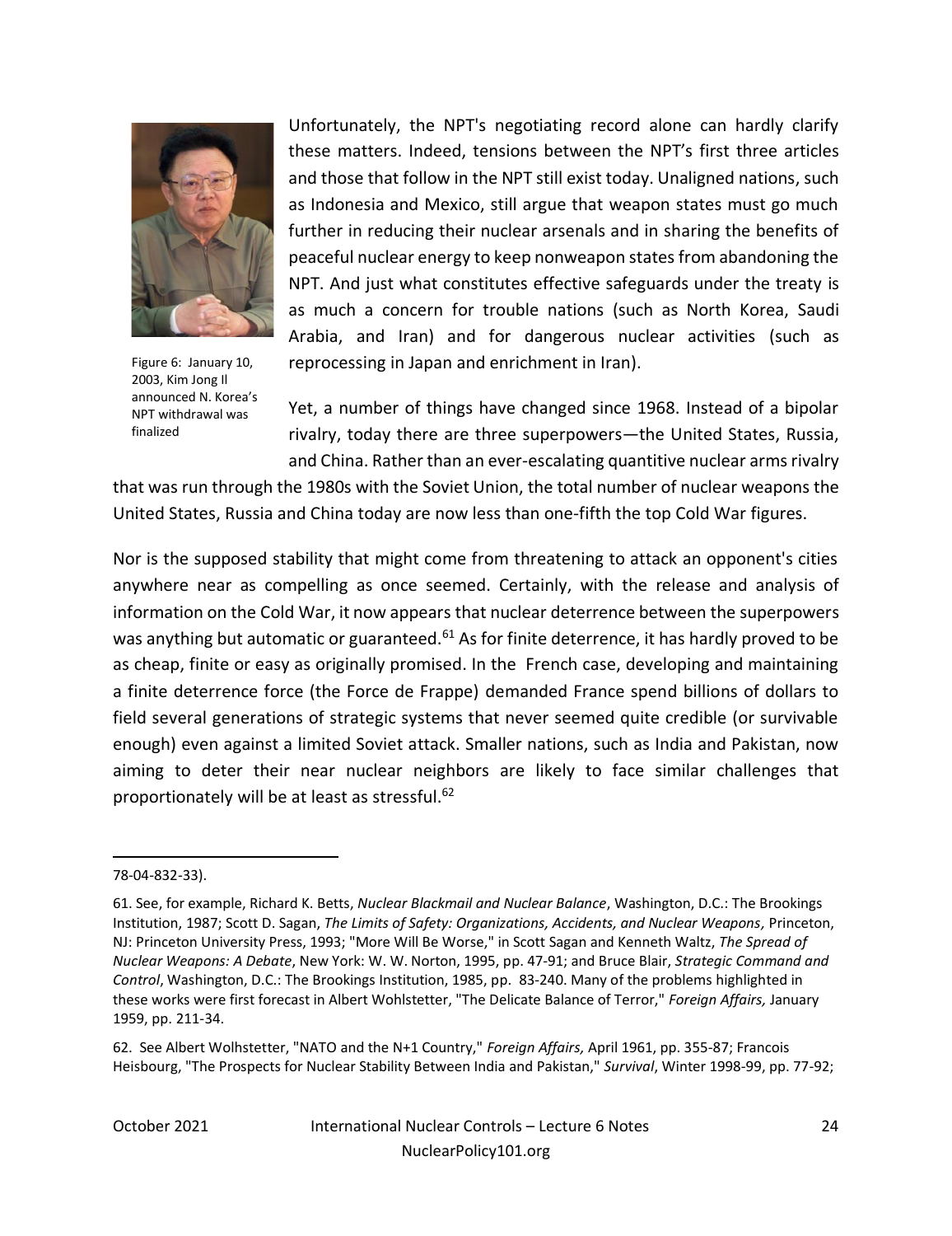Figure 6: January 10, 2003, Kim Jong Il announced N. Korea's NPT withdrawal was finalized

Unfortunately, the NPT's negotiating record alone can hardly clarify these matters. Indeed, tensions between the NPT's first three articles and those that follow in the NPT still exist today. Unaligned nations, such as Indonesia and Mexico, still argue that weapon states must go much further in reducing their nuclear arsenals and in sharing the benefits of peaceful nuclear energy to keep nonweapon states from abandoning the NPT. And just what constitutes effective safeguards under the treaty is as much a concern for trouble nations (such as North Korea, Saudi Arabia, and Iran) and for dangerous nuclear activities (such as reprocessing in Japan and enrichment in Iran).

Yet, a number of things have changed since 1968. Instead of a bipolar rivalry, today there are three superpowers—the United States, Russia, and China. Rather than an ever-escalating quantitive nuclear arms rivalry that was run through the 1980s with the Soviet Union, the total number of nuclear weapons the United States, Russia and China today are now less than one-fifth the top Cold War figures.

Nor is the supposed stability that might come from threatening to attack an opponent's cities anywhere near as compelling as once seemed. Certainly, with the release and analysis of information on the Cold War, it now appears that nuclear deterrence between the superpowers was anything but automatic or guaranteed.[61] As for finite deterrence, it has hardly proved to be as cheap, finite or easy as originally promised. In the French case, developing and maintaining a finite deterrence force (the Force de Frappe) demanded France spend billions of dollars to field several generations of strategic systems that never seemed quite credible (or survivable enough) even against a limited Soviet attack. Smaller nations, such as India and Pakistan, now aiming to deter their near nuclear neighbors are likely to face similar challenges that proportionately will be at least as stressful.[62]

---

78-04-832-33).

61. See, for example, Richard K. Betts, *Nuclear Blackmail and Nuclear Balance*, Washington, D.C.: The Brookings Institution, 1987; Scott D. Sagan, *The Limits of Safety: Organizations, Accidents, and Nuclear Weapons,* Princeton, NJ: Princeton University Press, 1993; "More Will Be Worse," in Scott Sagan and Kenneth Waltz, *The Spread of Nuclear Weapons: A Debate*, New York: W. W. Norton, 1995, pp. 47-91; and Bruce Blair, *Strategic Command and Control*, Washington, D.C.: The Brookings Institution, 1985, pp. 83-240. Many of the problems highlighted in these works were first forecast in Albert Wohlstetter, "The Delicate Balance of Terror," *Foreign Affairs,* January 1959, pp. 211-34.

62. See Albert Wolhstetter, "NATO and the N+1 Country," *Foreign Affairs,* April 1961, pp. 355-87; Francois Heisbourg, "The Prospects for Nuclear Stability Between India and Pakistan," *Survival*, Winter 1998-99, pp. 77-92;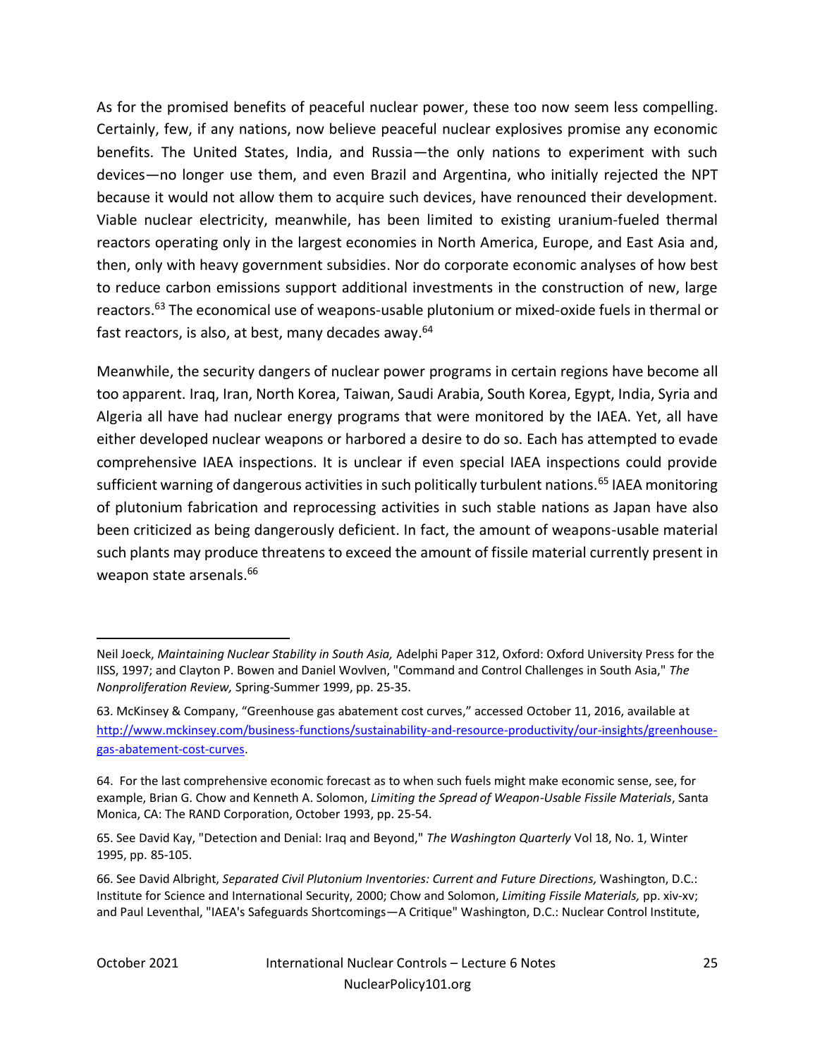As for the promised benefits of peaceful nuclear power, these too now seem less compelling. Certainly, few, if any nations, now believe peaceful nuclear explosives promise any economic benefits. The United States, India, and Russia—the only nations to experiment with such devices—no longer use them, and even Brazil and Argentina, who initially rejected the NPT because it would not allow them to acquire such devices, have renounced their development. Viable nuclear electricity, meanwhile, has been limited to existing uranium-fueled thermal reactors operating only in the largest economies in North America, Europe, and East Asia and, then, only with heavy government subsidies. Nor do corporate economic analyses of how best to reduce carbon emissions support additional investments in the construction of new, large reactors.[63] The economical use of weapons-usable plutonium or mixed-oxide fuels in thermal or fast reactors, is also, at best, many decades away.[64]

Meanwhile, the security dangers of nuclear power programs in certain regions have become all too apparent. Iraq, Iran, North Korea, Taiwan, Saudi Arabia, South Korea, Egypt, India, Syria and Algeria all have had nuclear energy programs that were monitored by the IAEA. Yet, all have either developed nuclear weapons or harbored a desire to do so. Each has attempted to evade comprehensive IAEA inspections. It is unclear if even special IAEA inspections could provide sufficient warning of dangerous activities in such politically turbulent nations.[65] IAEA monitoring of plutonium fabrication and reprocessing activities in such stable nations as Japan have also been criticized as being dangerously deficient. In fact, the amount of weapons-usable material such plants may produce threatens to exceed the amount of fissile material currently present in weapon state arsenals.[66]

---

Neil Joeck, *Maintaining Nuclear Stability in South Asia,* Adelphi Paper 312, Oxford: Oxford University Press for the IISS, 1997; and Clayton P. Bowen and Daniel Wovlven, "Command and Control Challenges in South Asia," *The Nonproliferation Review,* Spring-Summer 1999, pp. 25-35.

63. McKinsey & Company, "Greenhouse gas abatement cost curves," accessed October 11, 2016, available at http://www.mckinsey.com/business-functions/sustainability-and-resource-productivity/our-insights/greenhouse-gas-abatement-cost-curves.

64. For the last comprehensive economic forecast as to when such fuels might make economic sense, see, for example, Brian G. Chow and Kenneth A. Solomon, *Limiting the Spread of Weapon-Usable Fissile Materials*, Santa Monica, CA: The RAND Corporation, October 1993, pp. 25-54.

65. See David Kay, "Detection and Denial: Iraq and Beyond," *The Washington Quarterly* Vol 18, No. 1, Winter 1995, pp. 85-105.

66. See David Albright, *Separated Civil Plutonium Inventories: Current and Future Directions,* Washington, D.C.: Institute for Science and International Security, 2000; Chow and Solomon, *Limiting Fissile Materials,* pp. xiv-xv; and Paul Leventhal, "IAEA's Safeguards Shortcomings—A Critique" Washington, D.C.: Nuclear Control Institute,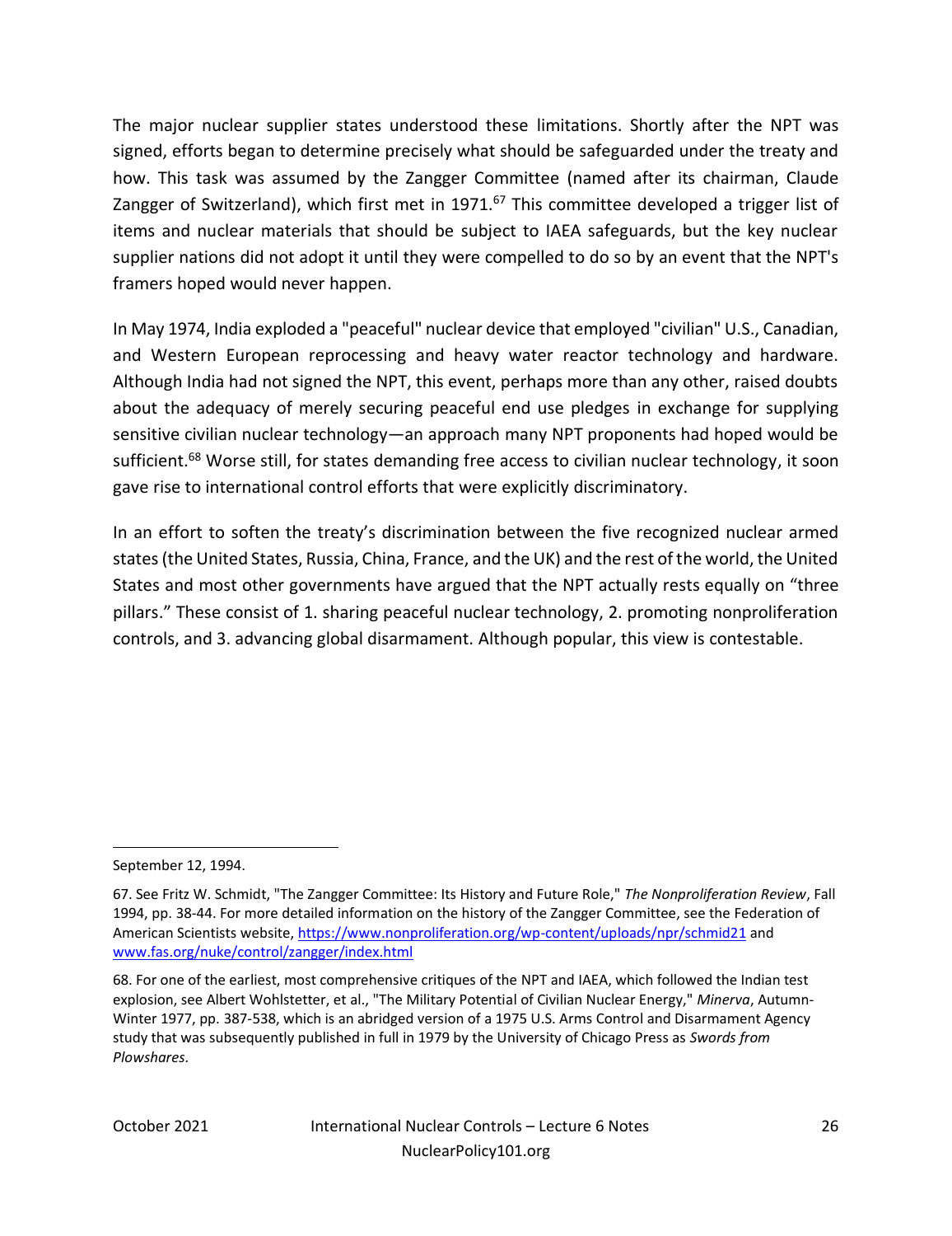The major nuclear supplier states understood these limitations. Shortly after the NPT was signed, efforts began to determine precisely what should be safeguarded under the treaty and how. This task was assumed by the Zangger Committee (named after its chairman, Claude Zangger of Switzerland), which first met in 1971.[67] This committee developed a trigger list of items and nuclear materials that should be subject to IAEA safeguards, but the key nuclear supplier nations did not adopt it until they were compelled to do so by an event that the NPT's framers hoped would never happen.

In May 1974, India exploded a "peaceful" nuclear device that employed "civilian" U.S., Canadian, and Western European reprocessing and heavy water reactor technology and hardware. Although India had not signed the NPT, this event, perhaps more than any other, raised doubts about the adequacy of merely securing peaceful end use pledges in exchange for supplying sensitive civilian nuclear technology—an approach many NPT proponents had hoped would be sufficient.[68] Worse still, for states demanding free access to civilian nuclear technology, it soon gave rise to international control efforts that were explicitly discriminatory.

In an effort to soften the treaty's discrimination between the five recognized nuclear armed states (the United States, Russia, China, France, and the UK) and the rest of the world, the United States and most other governments have argued that the NPT actually rests equally on "three pillars." These consist of 1. sharing peaceful nuclear technology, 2. promoting nonproliferation controls, and 3. advancing global disarmament. Although popular, this view is contestable.

---

September 12, 1994.

67. See Fritz W. Schmidt, "The Zangger Committee: Its History and Future Role," *The Nonproliferation Review*, Fall 1994, pp. 38-44. For more detailed information on the history of the Zangger Committee, see the Federation of American Scientists website, https://www.nonproliferation.org/wp-content/uploads/npr/schmid21 and www.fas.org/nuke/control/zangger/index.html

68. For one of the earliest, most comprehensive critiques of the NPT and IAEA, which followed the Indian test explosion, see Albert Wohlstetter, et al., "The Military Potential of Civilian Nuclear Energy," *Minerva*, Autumn-Winter 1977, pp. 387-538, which is an abridged version of a 1975 U.S. Arms Control and Disarmament Agency study that was subsequently published in full in 1979 by the University of Chicago Press as *Swords from Plowshares.*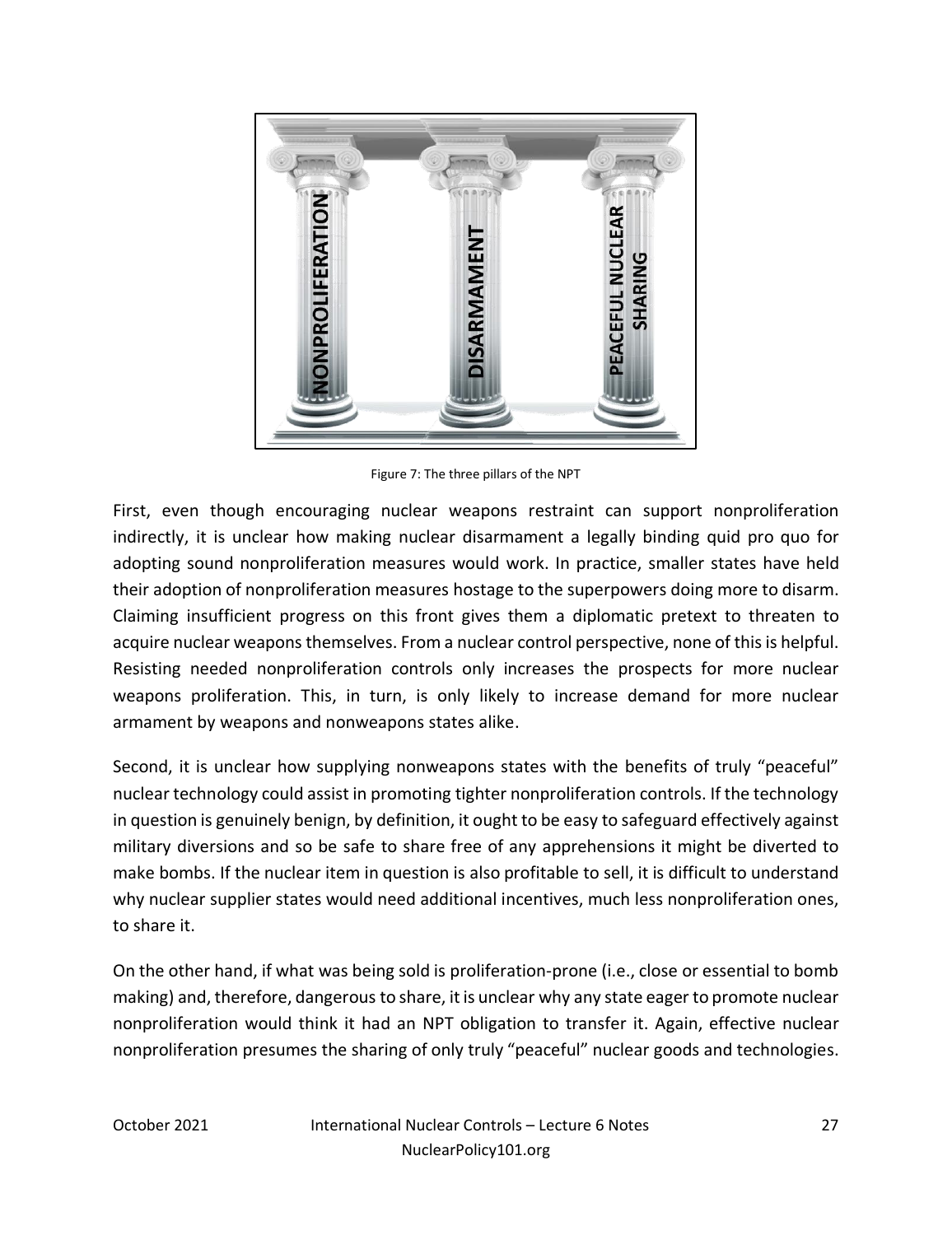Figure 7: The three pillars of the NPT

First, even though encouraging nuclear weapons restraint can support nonproliferation indirectly, it is unclear how making nuclear disarmament a legally binding quid pro quo for adopting sound nonproliferation measures would work. In practice, smaller states have held their adoption of nonproliferation measures hostage to the superpowers doing more to disarm. Claiming insufficient progress on this front gives them a diplomatic pretext to threaten to acquire nuclear weapons themselves. From a nuclear control perspective, none of this is helpful. Resisting needed nonproliferation controls only increases the prospects for more nuclear weapons proliferation. This, in turn, is only likely to increase demand for more nuclear armament by weapons and nonweapons states alike.

Second, it is unclear how supplying nonweapons states with the benefits of truly "peaceful" nuclear technology could assist in promoting tighter nonproliferation controls. If the technology in question is genuinely benign, by definition, it ought to be easy to safeguard effectively against military diversions and so be safe to share free of any apprehensions it might be diverted to make bombs. If the nuclear item in question is also profitable to sell, it is difficult to understand why nuclear supplier states would need additional incentives, much less nonproliferation ones, to share it.

On the other hand, if what was being sold is proliferation-prone (i.e., close or essential to bomb making) and, therefore, dangerous to share, it is unclear why any state eager to promote nuclear nonproliferation would think it had an NPT obligation to transfer it. Again, effective nuclear nonproliferation presumes the sharing of only truly "peaceful" nuclear goods and technologies.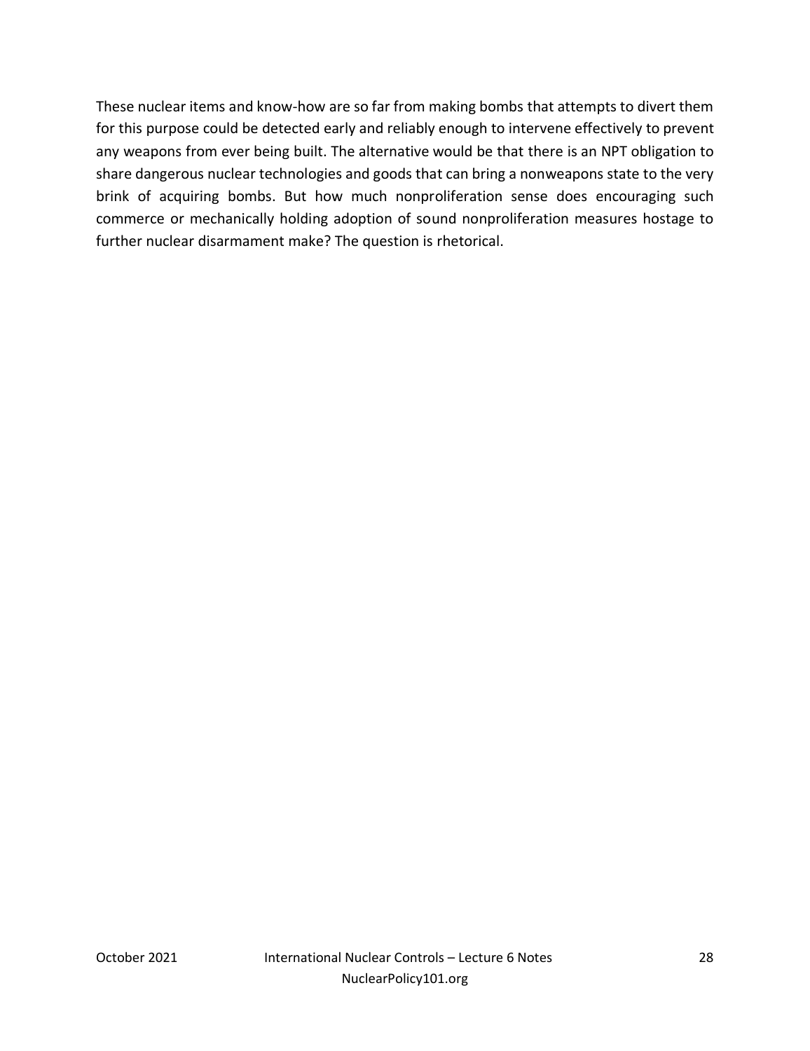These nuclear items and know-how are so far from making bombs that attempts to divert them for this purpose could be detected early and reliably enough to intervene effectively to prevent any weapons from ever being built. The alternative would be that there is an NPT obligation to share dangerous nuclear technologies and goods that can bring a nonweapons state to the very brink of acquiring bombs. But how much nonproliferation sense does encouraging such commerce or mechanically holding adoption of sound nonproliferation measures hostage to further nuclear disarmament make? The question is rhetorical.